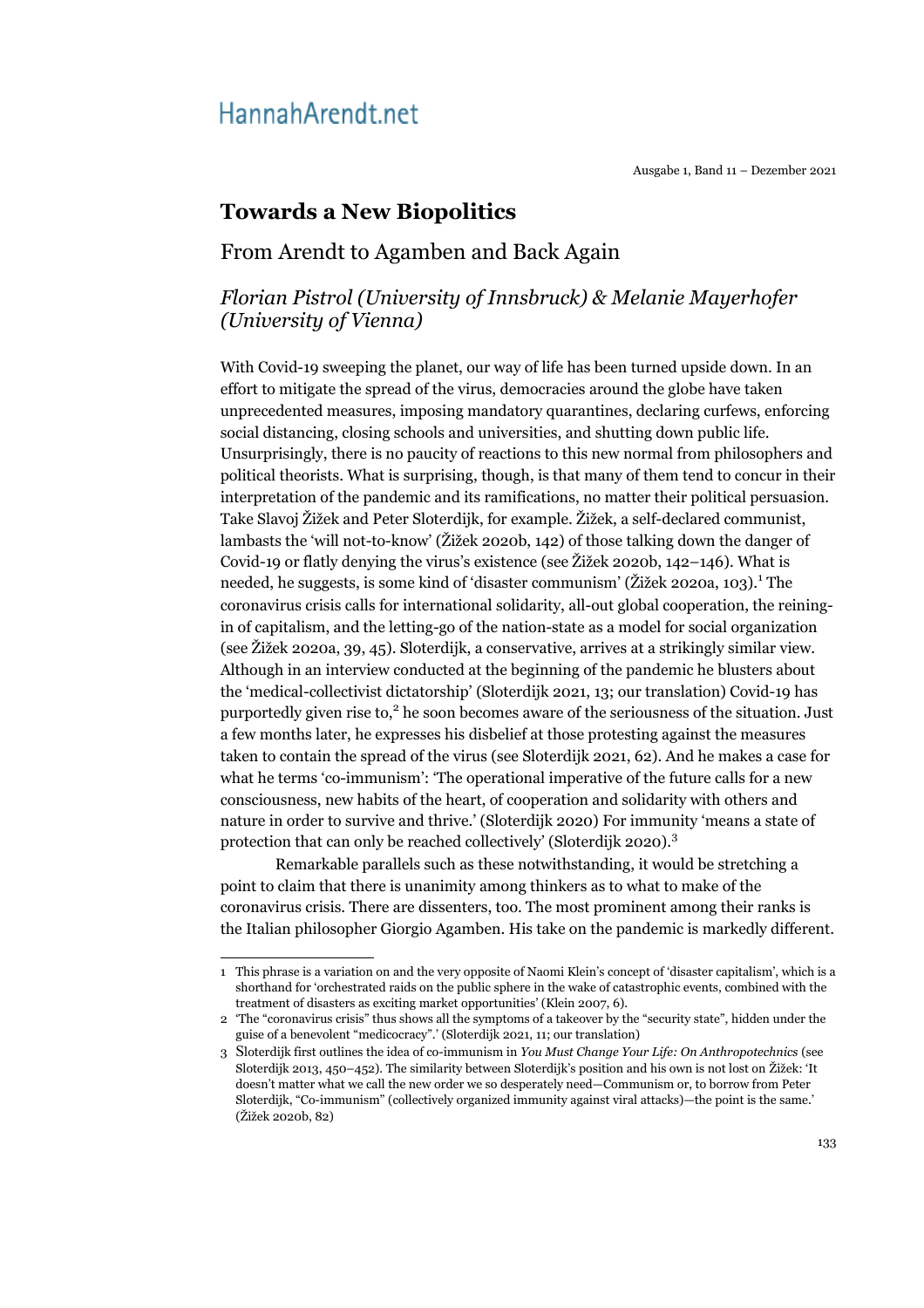# Towards a New Biopolitics

## From Arendt to Agamben and Back Again

*Florian Pistrol (University of Innsbruck) & Melanie Mayerhofer (University of Vienna)*

With Covid-19 sweeping the planet, our way of life has been turned upside down. In an effort to mitigate the spread of the virus, democracies around the globe have taken unprecedented measures, imposing mandatory quarantines, declaring curfews, enforcing social distancing, closing schools and universities, and shutting down public life. Unsurprisingly, there is no paucity of reactions to this new normal from philosophers and political theorists. What is surprising, though, is that many of them tend to concur in their interpretation of the pandemic and its ramifications, no matter their political persuasion. Take Slavoj Žižek and Peter Sloterdijk, for example. Žižek, a self-declared communist, lambasts the 'will not-to-know' (Žižek 2020b, 142) of those talking down the danger of Covid-19 or flatly denying the virus's existence (see Žižek 2020b, 142–146). What is needed, he suggests, is some kind of 'disaster communism' (Žižek 2020a, 103).[1] The coronavirus crisis calls for international solidarity, all-out global cooperation, the reining-in of capitalism, and the letting-go of the nation-state as a model for social organization (see Žižek 2020a, 39, 45). Sloterdijk, a conservative, arrives at a strikingly similar view. Although in an interview conducted at the beginning of the pandemic he blusters about the 'medical-collectivist dictatorship' (Sloterdijk 2021, 13; our translation) Covid-19 has purportedly given rise to,[2] he soon becomes aware of the seriousness of the situation. Just a few months later, he expresses his disbelief at those protesting against the measures taken to contain the spread of the virus (see Sloterdijk 2021, 62). And he makes a case for what he terms 'co-immunism': 'The operational imperative of the future calls for a new consciousness, new habits of the heart, of cooperation and solidarity with others and nature in order to survive and thrive.' (Sloterdijk 2020) For immunity 'means a state of protection that can only be reached collectively' (Sloterdijk 2020).[3]

Remarkable parallels such as these notwithstanding, it would be stretching a point to claim that there is unanimity among thinkers as to what to make of the coronavirus crisis. There are dissenters, too. The most prominent among their ranks is the Italian philosopher Giorgio Agamben. His take on the pandemic is markedly different.

---

1 This phrase is a variation on and the very opposite of Naomi Klein's concept of 'disaster capitalism', which is a shorthand for 'orchestrated raids on the public sphere in the wake of catastrophic events, combined with the treatment of disasters as exciting market opportunities' (Klein 2007, 6).

2 'The "coronavirus crisis" thus shows all the symptoms of a takeover by the "security state", hidden under the guise of a benevolent "medicocracy".' (Sloterdijk 2021, 11; our translation)

3 Sloterdijk first outlines the idea of co-immunism in *You Must Change Your Life: On Anthropotechnics* (see Sloterdijk 2013, 450–452). The similarity between Sloterdijk's position and his own is not lost on Žižek: 'It doesn't matter what we call the new order we so desperately need—Communism or, to borrow from Peter Sloterdijk, "Co-immunism" (collectively organized immunity against viral attacks)—the point is the same.' (Žižek 2020b, 82)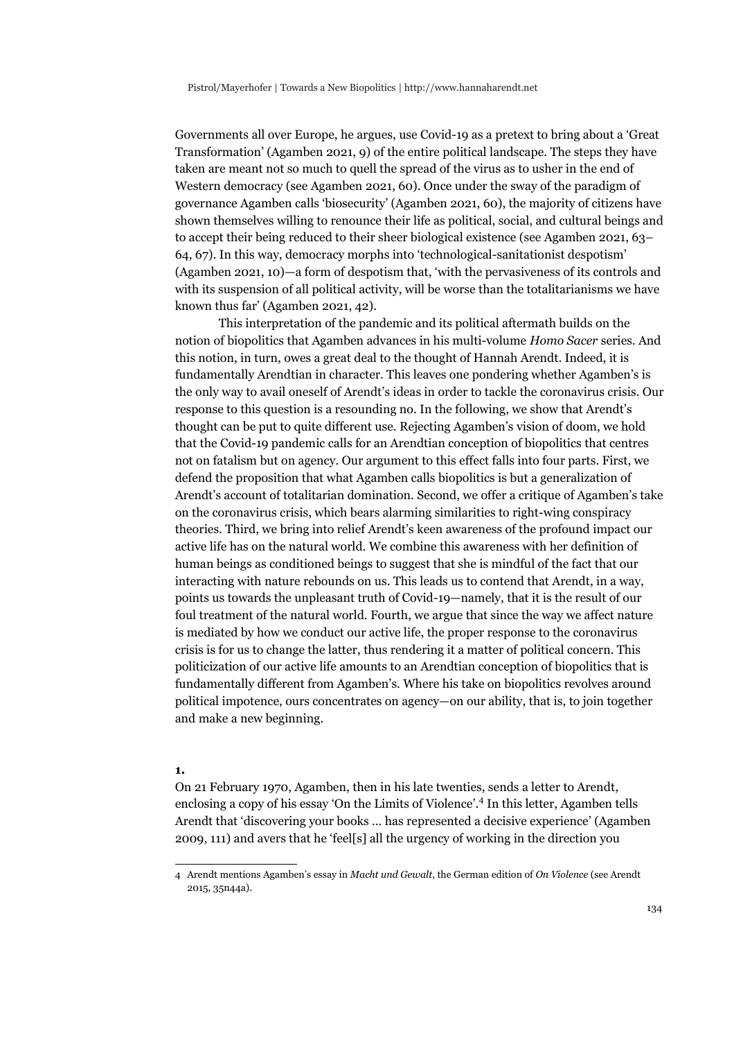Governments all over Europe, he argues, use Covid-19 as a pretext to bring about a 'Great Transformation' (Agamben 2021, 9) of the entire political landscape. The steps they have taken are meant not so much to quell the spread of the virus as to usher in the end of Western democracy (see Agamben 2021, 60). Once under the sway of the paradigm of governance Agamben calls 'biosecurity' (Agamben 2021, 60), the majority of citizens have shown themselves willing to renounce their life as political, social, and cultural beings and to accept their being reduced to their sheer biological existence (see Agamben 2021, 63–64, 67). In this way, democracy morphs into 'technological-sanitationist despotism' (Agamben 2021, 10)—a form of despotism that, 'with the pervasiveness of its controls and with its suspension of all political activity, will be worse than the totalitarianisms we have known thus far' (Agamben 2021, 42).

This interpretation of the pandemic and its political aftermath builds on the notion of biopolitics that Agamben advances in his multi-volume *Homo Sacer* series. And this notion, in turn, owes a great deal to the thought of Hannah Arendt. Indeed, it is fundamentally Arendtian in character. This leaves one pondering whether Agamben's is the only way to avail oneself of Arendt's ideas in order to tackle the coronavirus crisis. Our response to this question is a resounding no. In the following, we show that Arendt's thought can be put to quite different use. Rejecting Agamben's vision of doom, we hold that the Covid-19 pandemic calls for an Arendtian conception of biopolitics that centres not on fatalism but on agency. Our argument to this effect falls into four parts. First, we defend the proposition that what Agamben calls biopolitics is but a generalization of Arendt's account of totalitarian domination. Second, we offer a critique of Agamben's take on the coronavirus crisis, which bears alarming similarities to right-wing conspiracy theories. Third, we bring into relief Arendt's keen awareness of the profound impact our active life has on the natural world. We combine this awareness with her definition of human beings as conditioned beings to suggest that she is mindful of the fact that our interacting with nature rebounds on us. This leads us to contend that Arendt, in a way, points us towards the unpleasant truth of Covid-19—namely, that it is the result of our foul treatment of the natural world. Fourth, we argue that since the way we affect nature is mediated by how we conduct our active life, the proper response to the coronavirus crisis is for us to change the latter, thus rendering it a matter of political concern. This politicization of our active life amounts to an Arendtian conception of biopolitics that is fundamentally different from Agamben's. Where his take on biopolitics revolves around political impotence, ours concentrates on agency—on our ability, that is, to join together and make a new beginning.

**1.**

On 21 February 1970, Agamben, then in his late twenties, sends a letter to Arendt, enclosing a copy of his essay 'On the Limits of Violence'.[4] In this letter, Agamben tells Arendt that 'discovering your books … has represented a decisive experience' (Agamben 2009, 111) and avers that he 'feel[s] all the urgency of working in the direction you

4 Arendt mentions Agamben's essay in *Macht und Gewalt*, the German edition of *On Violence* (see Arendt 2015, 35n44a).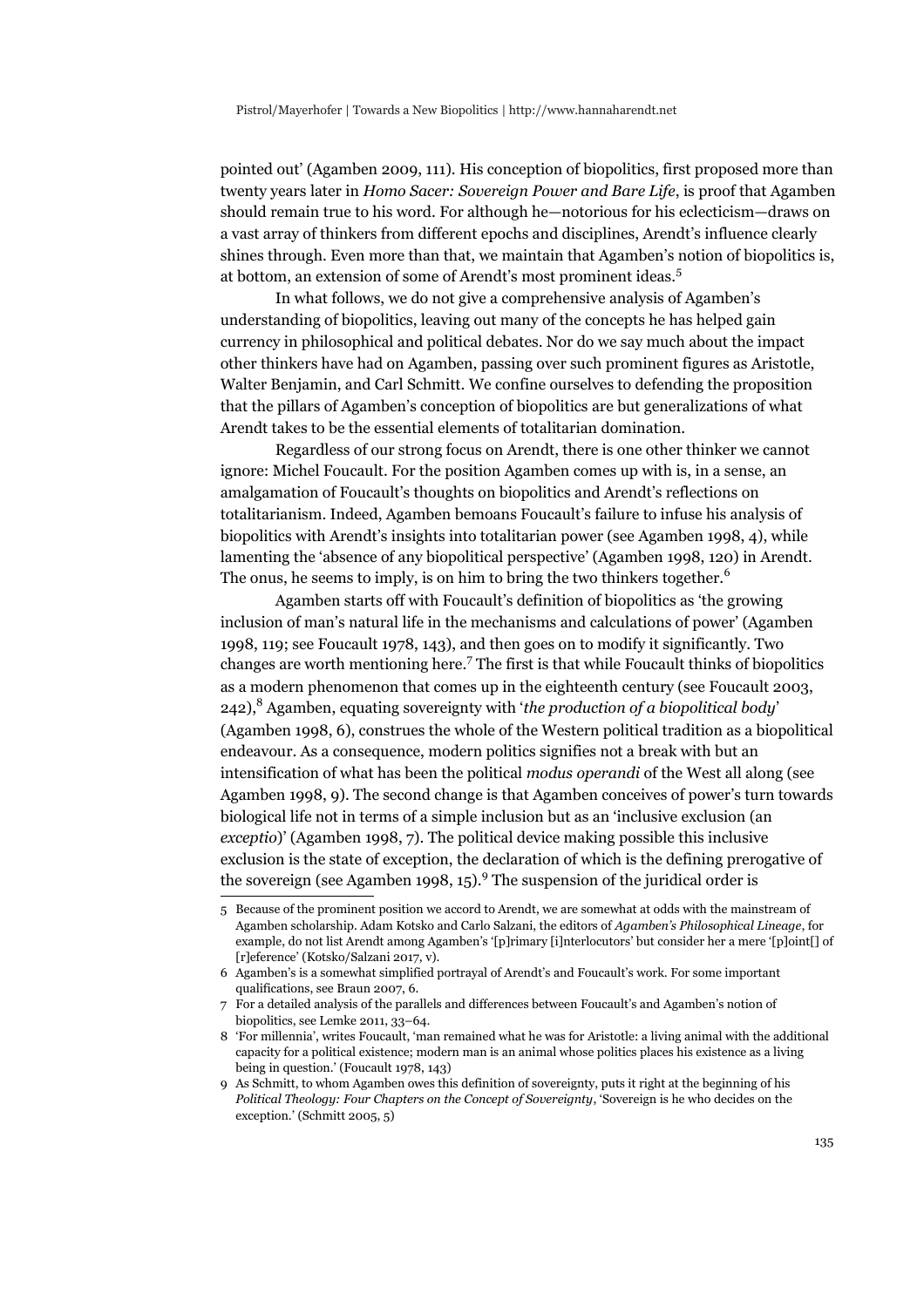pointed out' (Agamben 2009, 111). His conception of biopolitics, first proposed more than twenty years later in *Homo Sacer: Sovereign Power and Bare Life*, is proof that Agamben should remain true to his word. For although he—notorious for his eclecticism—draws on a vast array of thinkers from different epochs and disciplines, Arendt's influence clearly shines through. Even more than that, we maintain that Agamben's notion of biopolitics is, at bottom, an extension of some of Arendt's most prominent ideas.[5]

In what follows, we do not give a comprehensive analysis of Agamben's understanding of biopolitics, leaving out many of the concepts he has helped gain currency in philosophical and political debates. Nor do we say much about the impact other thinkers have had on Agamben, passing over such prominent figures as Aristotle, Walter Benjamin, and Carl Schmitt. We confine ourselves to defending the proposition that the pillars of Agamben's conception of biopolitics are but generalizations of what Arendt takes to be the essential elements of totalitarian domination.

Regardless of our strong focus on Arendt, there is one other thinker we cannot ignore: Michel Foucault. For the position Agamben comes up with is, in a sense, an amalgamation of Foucault's thoughts on biopolitics and Arendt's reflections on totalitarianism. Indeed, Agamben bemoans Foucault's failure to infuse his analysis of biopolitics with Arendt's insights into totalitarian power (see Agamben 1998, 4), while lamenting the 'absence of any biopolitical perspective' (Agamben 1998, 120) in Arendt. The onus, he seems to imply, is on him to bring the two thinkers together.[6]

Agamben starts off with Foucault's definition of biopolitics as 'the growing inclusion of man's natural life in the mechanisms and calculations of power' (Agamben 1998, 119; see Foucault 1978, 143), and then goes on to modify it significantly. Two changes are worth mentioning here.[7] The first is that while Foucault thinks of biopolitics as a modern phenomenon that comes up in the eighteenth century (see Foucault 2003, 242),[8] Agamben, equating sovereignty with '*the production of a biopolitical body*' (Agamben 1998, 6), construes the whole of the Western political tradition as a biopolitical endeavour. As a consequence, modern politics signifies not a break with but an intensification of what has been the political *modus operandi* of the West all along (see Agamben 1998, 9). The second change is that Agamben conceives of power's turn towards biological life not in terms of a simple inclusion but as an 'inclusive exclusion (an *exceptio*)' (Agamben 1998, 7). The political device making possible this inclusive exclusion is the state of exception, the declaration of which is the defining prerogative of the sovereign (see Agamben 1998, 15).[9] The suspension of the juridical order is

---

5 Because of the prominent position we accord to Arendt, we are somewhat at odds with the mainstream of Agamben scholarship. Adam Kotsko and Carlo Salzani, the editors of *Agamben's Philosophical Lineage*, for example, do not list Arendt among Agamben's '[p]rimary [i]nterlocutors' but consider her a mere '[p]oint[] of [r]eference' (Kotsko/Salzani 2017, v).

6 Agamben's is a somewhat simplified portrayal of Arendt's and Foucault's work. For some important qualifications, see Braun 2007, 6.

7 For a detailed analysis of the parallels and differences between Foucault's and Agamben's notion of biopolitics, see Lemke 2011, 33–64.

8 'For millennia', writes Foucault, 'man remained what he was for Aristotle: a living animal with the additional capacity for a political existence; modern man is an animal whose politics places his existence as a living being in question.' (Foucault 1978, 143)

9 As Schmitt, to whom Agamben owes this definition of sovereignty, puts it right at the beginning of his *Political Theology: Four Chapters on the Concept of Sovereignty*, 'Sovereign is he who decides on the exception.' (Schmitt 2005, 5)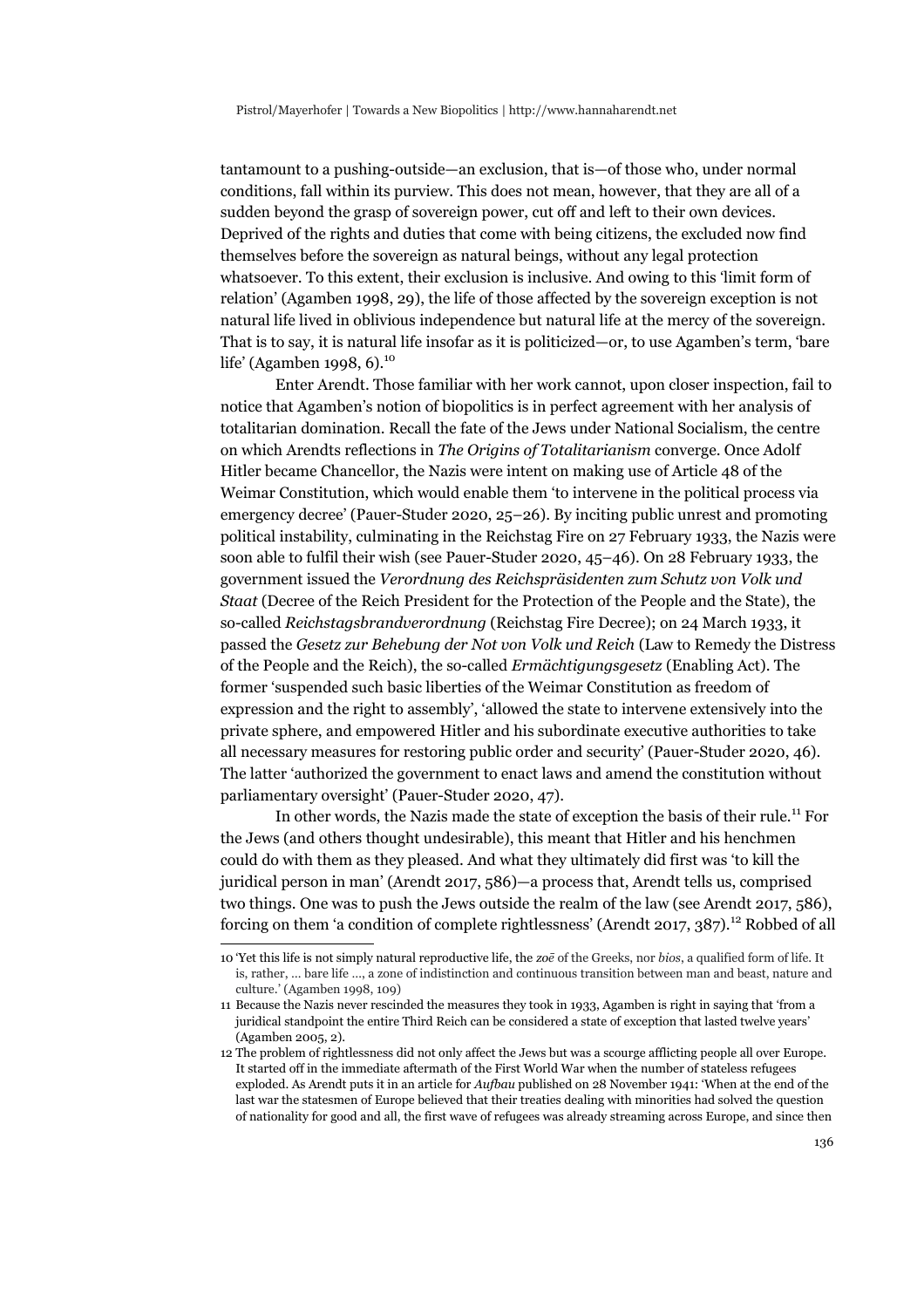tantamount to a pushing-outside—an exclusion, that is—of those who, under normal conditions, fall within its purview. This does not mean, however, that they are all of a sudden beyond the grasp of sovereign power, cut off and left to their own devices. Deprived of the rights and duties that come with being citizens, the excluded now find themselves before the sovereign as natural beings, without any legal protection whatsoever. To this extent, their exclusion is inclusive. And owing to this 'limit form of relation' (Agamben 1998, 29), the life of those affected by the sovereign exception is not natural life lived in oblivious independence but natural life at the mercy of the sovereign. That is to say, it is natural life insofar as it is politicized—or, to use Agamben's term, 'bare life' (Agamben 1998, 6).[10]

Enter Arendt. Those familiar with her work cannot, upon closer inspection, fail to notice that Agamben's notion of biopolitics is in perfect agreement with her analysis of totalitarian domination. Recall the fate of the Jews under National Socialism, the centre on which Arendts reflections in *The Origins of Totalitarianism* converge. Once Adolf Hitler became Chancellor, the Nazis were intent on making use of Article 48 of the Weimar Constitution, which would enable them 'to intervene in the political process via emergency decree' (Pauer-Studer 2020, 25–26). By inciting public unrest and promoting political instability, culminating in the Reichstag Fire on 27 February 1933, the Nazis were soon able to fulfil their wish (see Pauer-Studer 2020, 45–46). On 28 February 1933, the government issued the *Verordnung des Reichspräsidenten zum Schutz von Volk und Staat* (Decree of the Reich President for the Protection of the People and the State), the so-called *Reichstagsbrandverordnung* (Reichstag Fire Decree); on 24 March 1933, it passed the *Gesetz zur Behebung der Not von Volk und Reich* (Law to Remedy the Distress of the People and the Reich), the so-called *Ermächtigungsgesetz* (Enabling Act). The former 'suspended such basic liberties of the Weimar Constitution as freedom of expression and the right to assembly', 'allowed the state to intervene extensively into the private sphere, and empowered Hitler and his subordinate executive authorities to take all necessary measures for restoring public order and security' (Pauer-Studer 2020, 46). The latter 'authorized the government to enact laws and amend the constitution without parliamentary oversight' (Pauer-Studer 2020, 47).

In other words, the Nazis made the state of exception the basis of their rule.[11] For the Jews (and others thought undesirable), this meant that Hitler and his henchmen could do with them as they pleased. And what they ultimately did first was 'to kill the juridical person in man' (Arendt 2017, 586)—a process that, Arendt tells us, comprised two things. One was to push the Jews outside the realm of the law (see Arendt 2017, 586), forcing on them 'a condition of complete rightlessness' (Arendt 2017, 387).[12] Robbed of all

---

10 'Yet this life is not simply natural reproductive life, the *zoē* of the Greeks, nor *bios*, a qualified form of life. It is, rather, … bare life …, a zone of indistinction and continuous transition between man and beast, nature and culture.' (Agamben 1998, 109)

11 Because the Nazis never rescinded the measures they took in 1933, Agamben is right in saying that 'from a juridical standpoint the entire Third Reich can be considered a state of exception that lasted twelve years' (Agamben 2005, 2).

12 The problem of rightlessness did not only affect the Jews but was a scourge afflicting people all over Europe. It started off in the immediate aftermath of the First World War when the number of stateless refugees exploded. As Arendt puts it in an article for *Aufbau* published on 28 November 1941: 'When at the end of the last war the statesmen of Europe believed that their treaties dealing with minorities had solved the question of nationality for good and all, the first wave of refugees was already streaming across Europe, and since then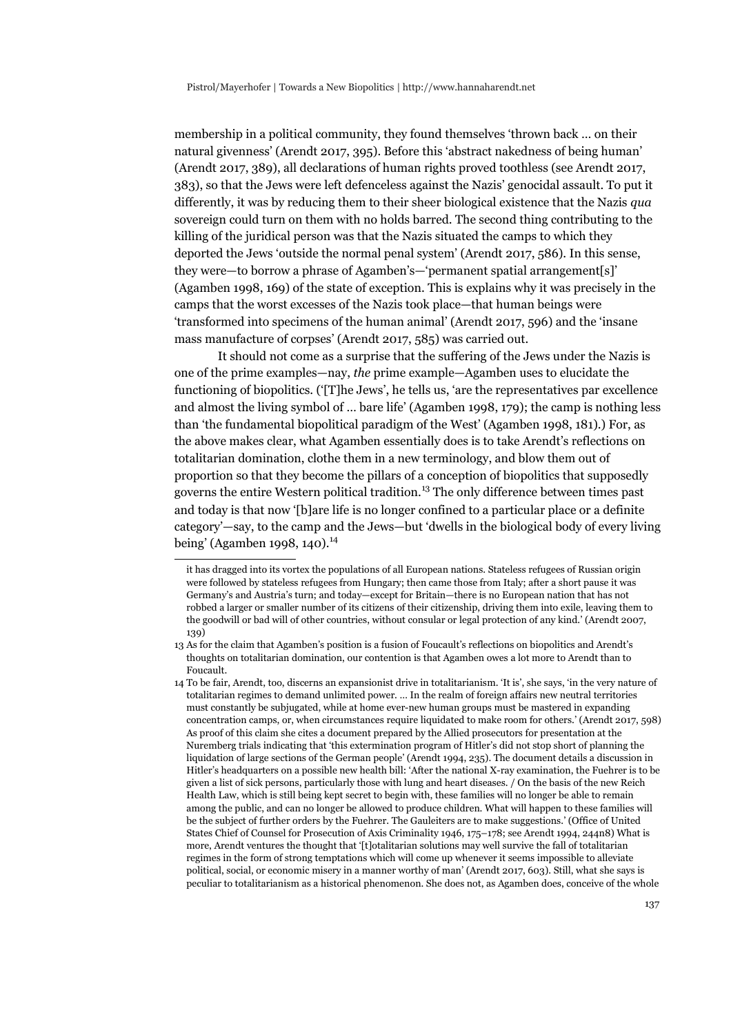membership in a political community, they found themselves 'thrown back … on their natural givenness' (Arendt 2017, 395). Before this 'abstract nakedness of being human' (Arendt 2017, 389), all declarations of human rights proved toothless (see Arendt 2017, 383), so that the Jews were left defenceless against the Nazis' genocidal assault. To put it differently, it was by reducing them to their sheer biological existence that the Nazis *qua* sovereign could turn on them with no holds barred. The second thing contributing to the killing of the juridical person was that the Nazis situated the camps to which they deported the Jews 'outside the normal penal system' (Arendt 2017, 586). In this sense, they were—to borrow a phrase of Agamben's—'permanent spatial arrangement[s]' (Agamben 1998, 169) of the state of exception. This is explains why it was precisely in the camps that the worst excesses of the Nazis took place—that human beings were 'transformed into specimens of the human animal' (Arendt 2017, 596) and the 'insane mass manufacture of corpses' (Arendt 2017, 585) was carried out.

It should not come as a surprise that the suffering of the Jews under the Nazis is one of the prime examples—nay, *the* prime example—Agamben uses to elucidate the functioning of biopolitics. ('[T]he Jews', he tells us, 'are the representatives par excellence and almost the living symbol of … bare life' (Agamben 1998, 179); the camp is nothing less than 'the fundamental biopolitical paradigm of the West' (Agamben 1998, 181).) For, as the above makes clear, what Agamben essentially does is to take Arendt's reflections on totalitarian domination, clothe them in a new terminology, and blow them out of proportion so that they become the pillars of a conception of biopolitics that supposedly governs the entire Western political tradition.[13] The only difference between times past and today is that now '[b]are life is no longer confined to a particular place or a definite category'—say, to the camp and the Jews—but 'dwells in the biological body of every living being' (Agamben 1998, 140).[14]

it has dragged into its vortex the populations of all European nations. Stateless refugees of Russian origin were followed by stateless refugees from Hungary; then came those from Italy; after a short pause it was Germany's and Austria's turn; and today—except for Britain—there is no European nation that has not robbed a larger or smaller number of its citizens of their citizenship, driving them into exile, leaving them to the goodwill or bad will of other countries, without consular or legal protection of any kind.' (Arendt 2007, 139)

13 As for the claim that Agamben's position is a fusion of Foucault's reflections on biopolitics and Arendt's thoughts on totalitarian domination, our contention is that Agamben owes a lot more to Arendt than to Foucault.

14 To be fair, Arendt, too, discerns an expansionist drive in totalitarianism. 'It is', she says, 'in the very nature of totalitarian regimes to demand unlimited power. … In the realm of foreign affairs new neutral territories must constantly be subjugated, while at home ever-new human groups must be mastered in expanding concentration camps, or, when circumstances require liquidated to make room for others.' (Arendt 2017, 598) As proof of this claim she cites a document prepared by the Allied prosecutors for presentation at the Nuremberg trials indicating that 'this extermination program of Hitler's did not stop short of planning the liquidation of large sections of the German people' (Arendt 1994, 235). The document details a discussion in Hitler's headquarters on a possible new health bill: 'After the national X-ray examination, the Fuehrer is to be given a list of sick persons, particularly those with lung and heart diseases. / On the basis of the new Reich Health Law, which is still being kept secret to begin with, these families will no longer be able to remain among the public, and can no longer be allowed to produce children. What will happen to these families will be the subject of further orders by the Fuehrer. The Gauleiters are to make suggestions.' (Office of United States Chief of Counsel for Prosecution of Axis Criminality 1946, 175–178; see Arendt 1994, 244n8) What is more, Arendt ventures the thought that '[t]otalitarian solutions may well survive the fall of totalitarian regimes in the form of strong temptations which will come up whenever it seems impossible to alleviate political, social, or economic misery in a manner worthy of man' (Arendt 2017, 603). Still, what she says is peculiar to totalitarianism as a historical phenomenon. She does not, as Agamben does, conceive of the whole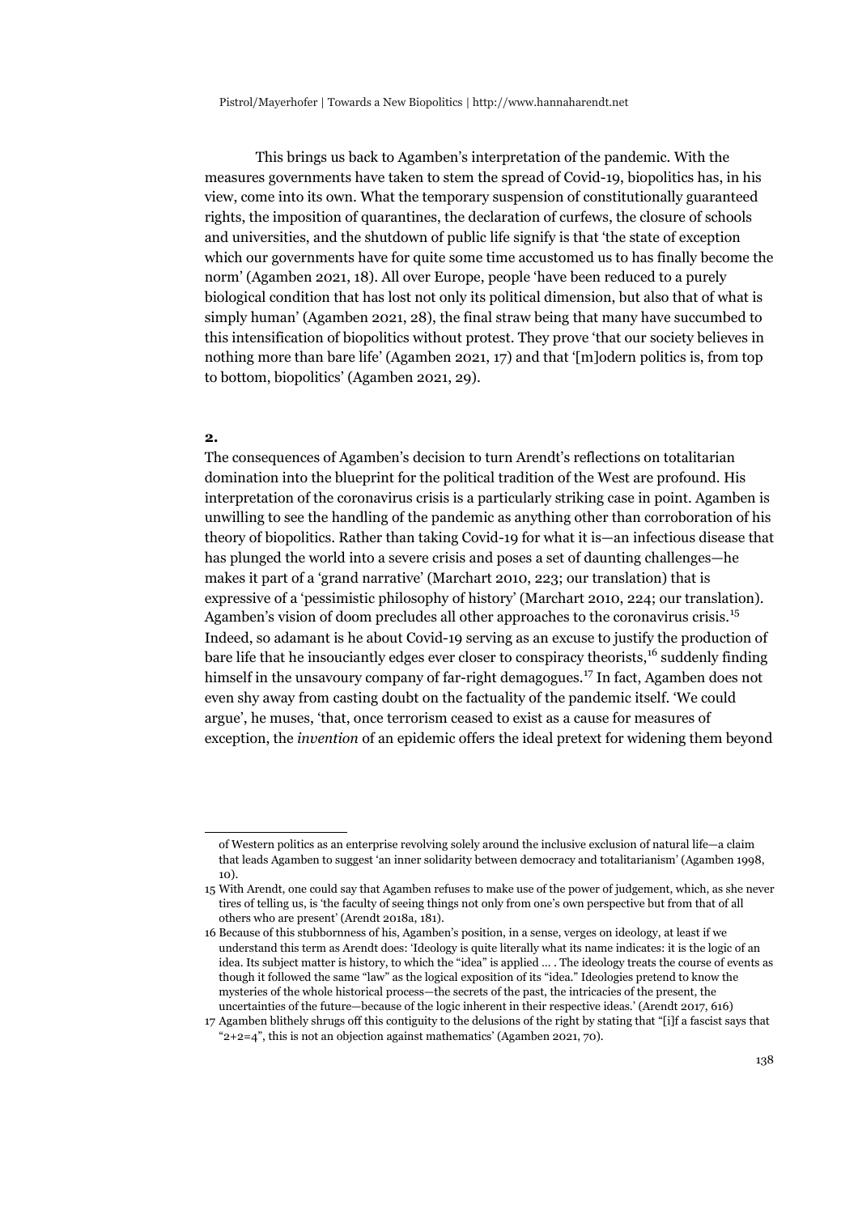This brings us back to Agamben's interpretation of the pandemic. With the measures governments have taken to stem the spread of Covid-19, biopolitics has, in his view, come into its own. What the temporary suspension of constitutionally guaranteed rights, the imposition of quarantines, the declaration of curfews, the closure of schools and universities, and the shutdown of public life signify is that 'the state of exception which our governments have for quite some time accustomed us to has finally become the norm' (Agamben 2021, 18). All over Europe, people 'have been reduced to a purely biological condition that has lost not only its political dimension, but also that of what is simply human' (Agamben 2021, 28), the final straw being that many have succumbed to this intensification of biopolitics without protest. They prove 'that our society believes in nothing more than bare life' (Agamben 2021, 17) and that '[m]odern politics is, from top to bottom, biopolitics' (Agamben 2021, 29).

**2.**

The consequences of Agamben's decision to turn Arendt's reflections on totalitarian domination into the blueprint for the political tradition of the West are profound. His interpretation of the coronavirus crisis is a particularly striking case in point. Agamben is unwilling to see the handling of the pandemic as anything other than corroboration of his theory of biopolitics. Rather than taking Covid-19 for what it is—an infectious disease that has plunged the world into a severe crisis and poses a set of daunting challenges—he makes it part of a 'grand narrative' (Marchart 2010, 223; our translation) that is expressive of a 'pessimistic philosophy of history' (Marchart 2010, 224; our translation). Agamben's vision of doom precludes all other approaches to the coronavirus crisis.[15] Indeed, so adamant is he about Covid-19 serving as an excuse to justify the production of bare life that he insouciantly edges ever closer to conspiracy theorists,[16] suddenly finding himself in the unsavoury company of far-right demagogues.[17] In fact, Agamben does not even shy away from casting doubt on the factuality of the pandemic itself. 'We could argue', he muses, 'that, once terrorism ceased to exist as a cause for measures of exception, the *invention* of an epidemic offers the ideal pretext for widening them beyond

---

of Western politics as an enterprise revolving solely around the inclusive exclusion of natural life—a claim that leads Agamben to suggest 'an inner solidarity between democracy and totalitarianism' (Agamben 1998, 10).

15 With Arendt, one could say that Agamben refuses to make use of the power of judgement, which, as she never tires of telling us, is 'the faculty of seeing things not only from one's own perspective but from that of all others who are present' (Arendt 2018a, 181).

16 Because of this stubbornness of his, Agamben's position, in a sense, verges on ideology, at least if we understand this term as Arendt does: 'Ideology is quite literally what its name indicates: it is the logic of an idea. Its subject matter is history, to which the "idea" is applied … . The ideology treats the course of events as though it followed the same "law" as the logical exposition of its "idea." Ideologies pretend to know the mysteries of the whole historical process—the secrets of the past, the intricacies of the present, the uncertainties of the future—because of the logic inherent in their respective ideas.' (Arendt 2017, 616)

17 Agamben blithely shrugs off this contiguity to the delusions of the right by stating that "[i]f a fascist says that "2+2=4", this is not an objection against mathematics' (Agamben 2021, 70).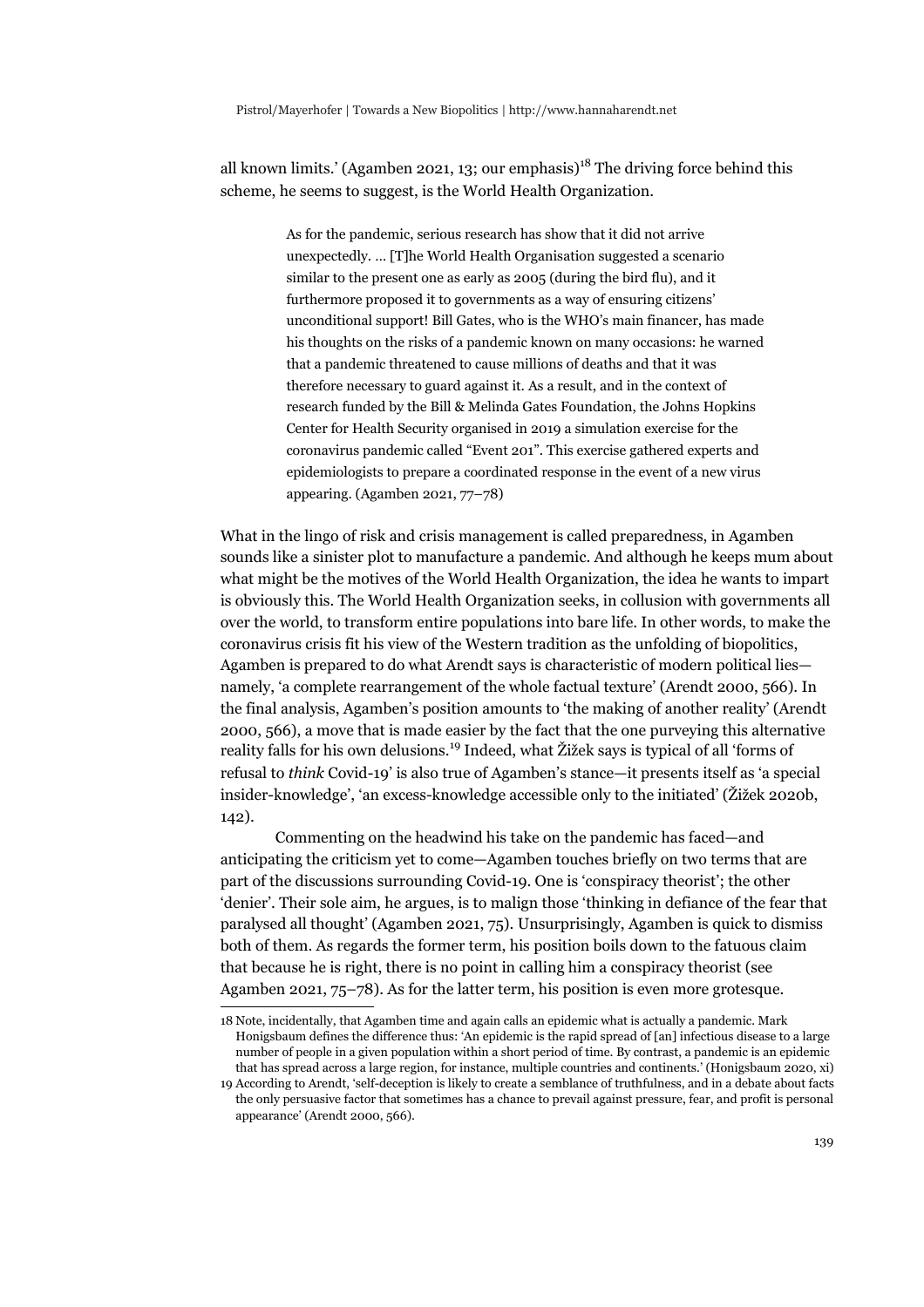all known limits.' (Agamben 2021, 13; our emphasis)[18] The driving force behind this scheme, he seems to suggest, is the World Health Organization.

> As for the pandemic, serious research has show that it did not arrive unexpectedly. … [T]he World Health Organisation suggested a scenario similar to the present one as early as 2005 (during the bird flu), and it furthermore proposed it to governments as a way of ensuring citizens' unconditional support! Bill Gates, who is the WHO's main financer, has made his thoughts on the risks of a pandemic known on many occasions: he warned that a pandemic threatened to cause millions of deaths and that it was therefore necessary to guard against it. As a result, and in the context of research funded by the Bill & Melinda Gates Foundation, the Johns Hopkins Center for Health Security organised in 2019 a simulation exercise for the coronavirus pandemic called "Event 201". This exercise gathered experts and epidemiologists to prepare a coordinated response in the event of a new virus appearing. (Agamben 2021, 77–78)

What in the lingo of risk and crisis management is called preparedness, in Agamben sounds like a sinister plot to manufacture a pandemic. And although he keeps mum about what might be the motives of the World Health Organization, the idea he wants to impart is obviously this. The World Health Organization seeks, in collusion with governments all over the world, to transform entire populations into bare life. In other words, to make the coronavirus crisis fit his view of the Western tradition as the unfolding of biopolitics, Agamben is prepared to do what Arendt says is characteristic of modern political lies—namely, 'a complete rearrangement of the whole factual texture' (Arendt 2000, 566). In the final analysis, Agamben's position amounts to 'the making of another reality' (Arendt 2000, 566), a move that is made easier by the fact that the one purveying this alternative reality falls for his own delusions.[19] Indeed, what Žižek says is typical of all 'forms of refusal to *think* Covid-19' is also true of Agamben's stance—it presents itself as 'a special insider-knowledge', 'an excess-knowledge accessible only to the initiated' (Žižek 2020b, 142).

Commenting on the headwind his take on the pandemic has faced—and anticipating the criticism yet to come—Agamben touches briefly on two terms that are part of the discussions surrounding Covid-19. One is 'conspiracy theorist'; the other 'denier'. Their sole aim, he argues, is to malign those 'thinking in defiance of the fear that paralysed all thought' (Agamben 2021, 75). Unsurprisingly, Agamben is quick to dismiss both of them. As regards the former term, his position boils down to the fatuous claim that because he is right, there is no point in calling him a conspiracy theorist (see Agamben 2021, 75–78). As for the latter term, his position is even more grotesque.

18 Note, incidentally, that Agamben time and again calls an epidemic what is actually a pandemic. Mark Honigsbaum defines the difference thus: 'An epidemic is the rapid spread of [an] infectious disease to a large number of people in a given population within a short period of time. By contrast, a pandemic is an epidemic that has spread across a large region, for instance, multiple countries and continents.' (Honigsbaum 2020, xi)

19 According to Arendt, 'self-deception is likely to create a semblance of truthfulness, and in a debate about facts the only persuasive factor that sometimes has a chance to prevail against pressure, fear, and profit is personal appearance' (Arendt 2000, 566).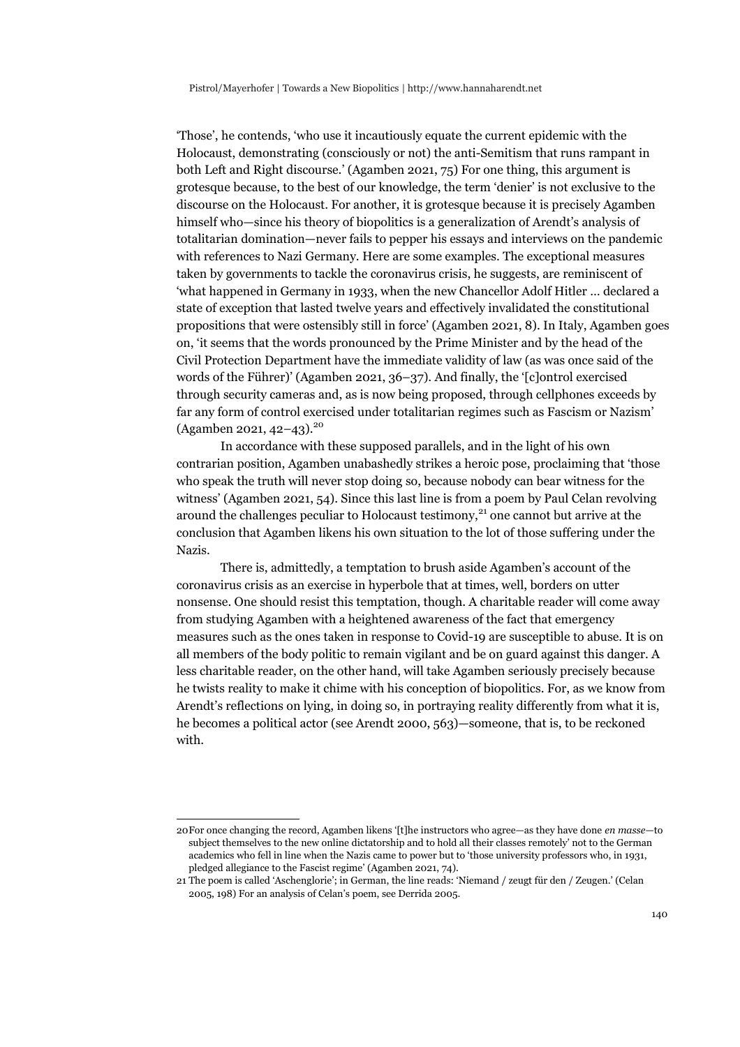'Those', he contends, 'who use it incautiously equate the current epidemic with the Holocaust, demonstrating (consciously or not) the anti-Semitism that runs rampant in both Left and Right discourse.' (Agamben 2021, 75) For one thing, this argument is grotesque because, to the best of our knowledge, the term 'denier' is not exclusive to the discourse on the Holocaust. For another, it is grotesque because it is precisely Agamben himself who—since his theory of biopolitics is a generalization of Arendt's analysis of totalitarian domination—never fails to pepper his essays and interviews on the pandemic with references to Nazi Germany. Here are some examples. The exceptional measures taken by governments to tackle the coronavirus crisis, he suggests, are reminiscent of 'what happened in Germany in 1933, when the new Chancellor Adolf Hitler … declared a state of exception that lasted twelve years and effectively invalidated the constitutional propositions that were ostensibly still in force' (Agamben 2021, 8). In Italy, Agamben goes on, 'it seems that the words pronounced by the Prime Minister and by the head of the Civil Protection Department have the immediate validity of law (as was once said of the words of the Führer)' (Agamben 2021, 36–37). And finally, the '[c]ontrol exercised through security cameras and, as is now being proposed, through cellphones exceeds by far any form of control exercised under totalitarian regimes such as Fascism or Nazism' (Agamben 2021, 42–43).[20]

In accordance with these supposed parallels, and in the light of his own contrarian position, Agamben unabashedly strikes a heroic pose, proclaiming that 'those who speak the truth will never stop doing so, because nobody can bear witness for the witness' (Agamben 2021, 54). Since this last line is from a poem by Paul Celan revolving around the challenges peculiar to Holocaust testimony,[21] one cannot but arrive at the conclusion that Agamben likens his own situation to the lot of those suffering under the Nazis.

There is, admittedly, a temptation to brush aside Agamben's account of the coronavirus crisis as an exercise in hyperbole that at times, well, borders on utter nonsense. One should resist this temptation, though. A charitable reader will come away from studying Agamben with a heightened awareness of the fact that emergency measures such as the ones taken in response to Covid-19 are susceptible to abuse. It is on all members of the body politic to remain vigilant and be on guard against this danger. A less charitable reader, on the other hand, will take Agamben seriously precisely because he twists reality to make it chime with his conception of biopolitics. For, as we know from Arendt's reflections on lying, in doing so, in portraying reality differently from what it is, he becomes a political actor (see Arendt 2000, 563)—someone, that is, to be reckoned with.

---

20 For once changing the record, Agamben likens '[t]he instructors who agree—as they have done *en masse*—to subject themselves to the new online dictatorship and to hold all their classes remotely' not to the German academics who fell in line when the Nazis came to power but to 'those university professors who, in 1931, pledged allegiance to the Fascist regime' (Agamben 2021, 74).

21 The poem is called 'Aschenglorie'; in German, the line reads: 'Niemand / zeugt für den / Zeugen.' (Celan 2005, 198) For an analysis of Celan's poem, see Derrida 2005.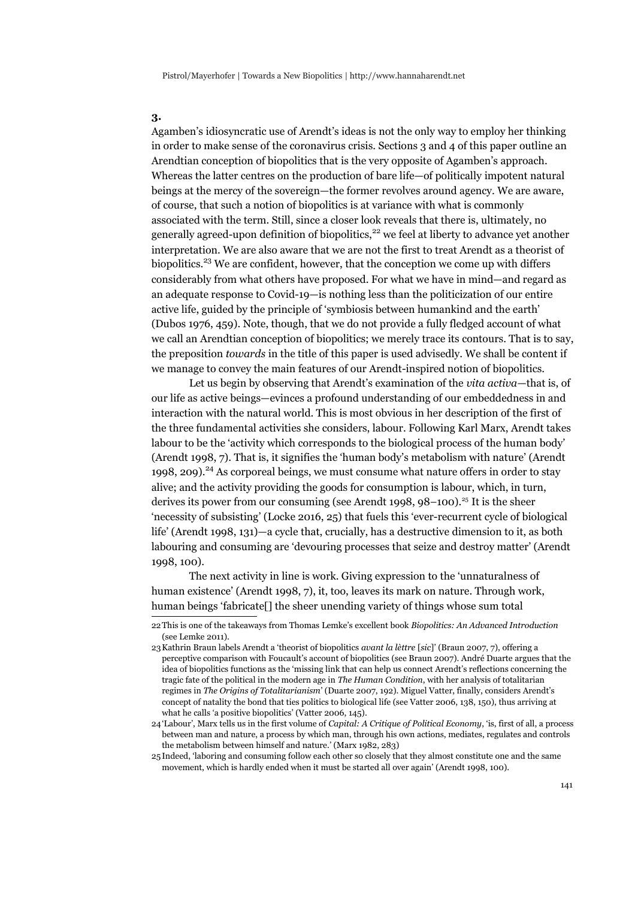### 3.

Agamben's idiosyncratic use of Arendt's ideas is not the only way to employ her thinking in order to make sense of the coronavirus crisis. Sections 3 and 4 of this paper outline an Arendtian conception of biopolitics that is the very opposite of Agamben's approach. Whereas the latter centres on the production of bare life—of politically impotent natural beings at the mercy of the sovereign—the former revolves around agency. We are aware, of course, that such a notion of biopolitics is at variance with what is commonly associated with the term. Still, since a closer look reveals that there is, ultimately, no generally agreed-upon definition of biopolitics,[22] we feel at liberty to advance yet another interpretation. We are also aware that we are not the first to treat Arendt as a theorist of biopolitics.[23] We are confident, however, that the conception we come up with differs considerably from what others have proposed. For what we have in mind—and regard as an adequate response to Covid-19—is nothing less than the politicization of our entire active life, guided by the principle of 'symbiosis between humankind and the earth' (Dubos 1976, 459). Note, though, that we do not provide a fully fledged account of what we call an Arendtian conception of biopolitics; we merely trace its contours. That is to say, the preposition *towards* in the title of this paper is used advisedly. We shall be content if we manage to convey the main features of our Arendt-inspired notion of biopolitics.

Let us begin by observing that Arendt's examination of the *vita activa*—that is, of our life as active beings—evinces a profound understanding of our embeddedness in and interaction with the natural world. This is most obvious in her description of the first of the three fundamental activities she considers, labour. Following Karl Marx, Arendt takes labour to be the 'activity which corresponds to the biological process of the human body' (Arendt 1998, 7). That is, it signifies the 'human body's metabolism with nature' (Arendt 1998, 209).[24] As corporeal beings, we must consume what nature offers in order to stay alive; and the activity providing the goods for consumption is labour, which, in turn, derives its power from our consuming (see Arendt 1998, 98–100).[25] It is the sheer 'necessity of subsisting' (Locke 2016, 25) that fuels this 'ever-recurrent cycle of biological life' (Arendt 1998, 131)—a cycle that, crucially, has a destructive dimension to it, as both labouring and consuming are 'devouring processes that seize and destroy matter' (Arendt 1998, 100).

The next activity in line is work. Giving expression to the 'unnaturalness of human existence' (Arendt 1998, 7), it, too, leaves its mark on nature. Through work, human beings 'fabricate[] the sheer unending variety of things whose sum total

---

22 This is one of the takeaways from Thomas Lemke's excellent book *Biopolitics: An Advanced Introduction* (see Lemke 2011).

23 Kathrin Braun labels Arendt a 'theorist of biopolitics *avant la lèttre* [*sic*]' (Braun 2007, 7), offering a perceptive comparison with Foucault's account of biopolitics (see Braun 2007). André Duarte argues that the idea of biopolitics functions as the 'missing link that can help us connect Arendt's reflections concerning the tragic fate of the political in the modern age in *The Human Condition*, with her analysis of totalitarian regimes in *The Origins of Totalitarianism*' (Duarte 2007, 192). Miguel Vatter, finally, considers Arendt's concept of natality the bond that ties politics to biological life (see Vatter 2006, 138, 150), thus arriving at what he calls 'a positive biopolitics' (Vatter 2006, 145).

24 'Labour', Marx tells us in the first volume of *Capital: A Critique of Political Economy*, 'is, first of all, a process between man and nature, a process by which man, through his own actions, mediates, regulates and controls the metabolism between himself and nature.' (Marx 1982, 283)

25 Indeed, 'laboring and consuming follow each other so closely that they almost constitute one and the same movement, which is hardly ended when it must be started all over again' (Arendt 1998, 100).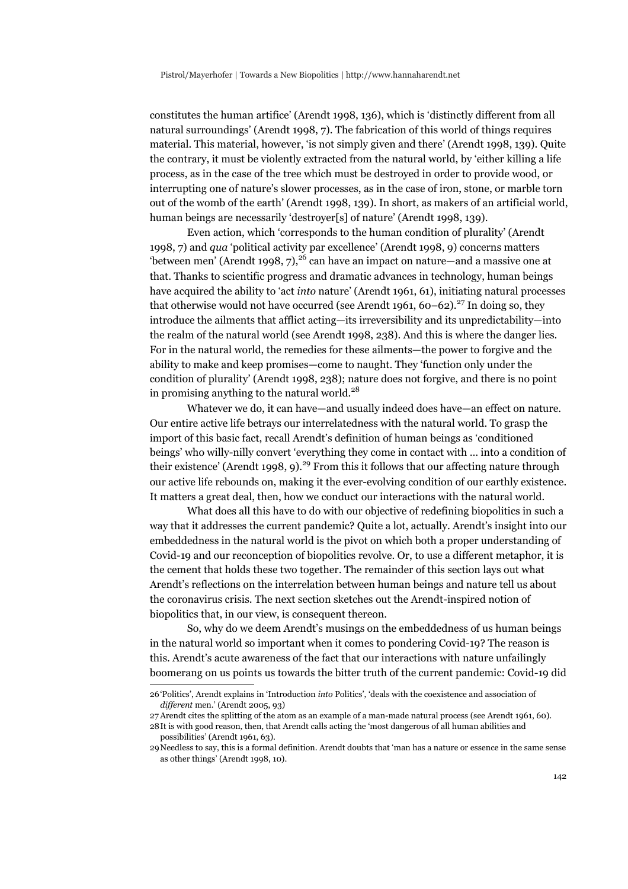constitutes the human artifice' (Arendt 1998, 136), which is 'distinctly different from all natural surroundings' (Arendt 1998, 7). The fabrication of this world of things requires material. This material, however, 'is not simply given and there' (Arendt 1998, 139). Quite the contrary, it must be violently extracted from the natural world, by 'either killing a life process, as in the case of the tree which must be destroyed in order to provide wood, or interrupting one of nature's slower processes, as in the case of iron, stone, or marble torn out of the womb of the earth' (Arendt 1998, 139). In short, as makers of an artificial world, human beings are necessarily 'destroyer[s] of nature' (Arendt 1998, 139).

Even action, which 'corresponds to the human condition of plurality' (Arendt 1998, 7) and *qua* 'political activity par excellence' (Arendt 1998, 9) concerns matters 'between men' (Arendt 1998, 7),[26] can have an impact on nature—and a massive one at that. Thanks to scientific progress and dramatic advances in technology, human beings have acquired the ability to 'act *into* nature' (Arendt 1961, 61), initiating natural processes that otherwise would not have occurred (see Arendt 1961, 60–62).[27] In doing so, they introduce the ailments that afflict acting—its irreversibility and its unpredictability—into the realm of the natural world (see Arendt 1998, 238). And this is where the danger lies. For in the natural world, the remedies for these ailments—the power to forgive and the ability to make and keep promises—come to naught. They 'function only under the condition of plurality' (Arendt 1998, 238); nature does not forgive, and there is no point in promising anything to the natural world.[28]

Whatever we do, it can have—and usually indeed does have—an effect on nature. Our entire active life betrays our interrelatedness with the natural world. To grasp the import of this basic fact, recall Arendt's definition of human beings as 'conditioned beings' who willy-nilly convert 'everything they come in contact with … into a condition of their existence' (Arendt 1998, 9).[29] From this it follows that our affecting nature through our active life rebounds on, making it the ever-evolving condition of our earthly existence. It matters a great deal, then, how we conduct our interactions with the natural world.

What does all this have to do with our objective of redefining biopolitics in such a way that it addresses the current pandemic? Quite a lot, actually. Arendt's insight into our embeddedness in the natural world is the pivot on which both a proper understanding of Covid-19 and our reconception of biopolitics revolve. Or, to use a different metaphor, it is the cement that holds these two together. The remainder of this section lays out what Arendt's reflections on the interrelation between human beings and nature tell us about the coronavirus crisis. The next section sketches out the Arendt-inspired notion of biopolitics that, in our view, is consequent thereon.

So, why do we deem Arendt's musings on the embeddedness of us human beings in the natural world so important when it comes to pondering Covid-19? The reason is this. Arendt's acute awareness of the fact that our interactions with nature unfailingly boomerang on us points us towards the bitter truth of the current pandemic: Covid-19 did

---

26 'Politics', Arendt explains in 'Introduction *into* Politics', 'deals with the coexistence and association of *different* men.' (Arendt 2005, 93)

27 Arendt cites the splitting of the atom as an example of a man-made natural process (see Arendt 1961, 60).

28 It is with good reason, then, that Arendt calls acting the 'most dangerous of all human abilities and possibilities' (Arendt 1961, 63).

29 Needless to say, this is a formal definition. Arendt doubts that 'man has a nature or essence in the same sense as other things' (Arendt 1998, 10).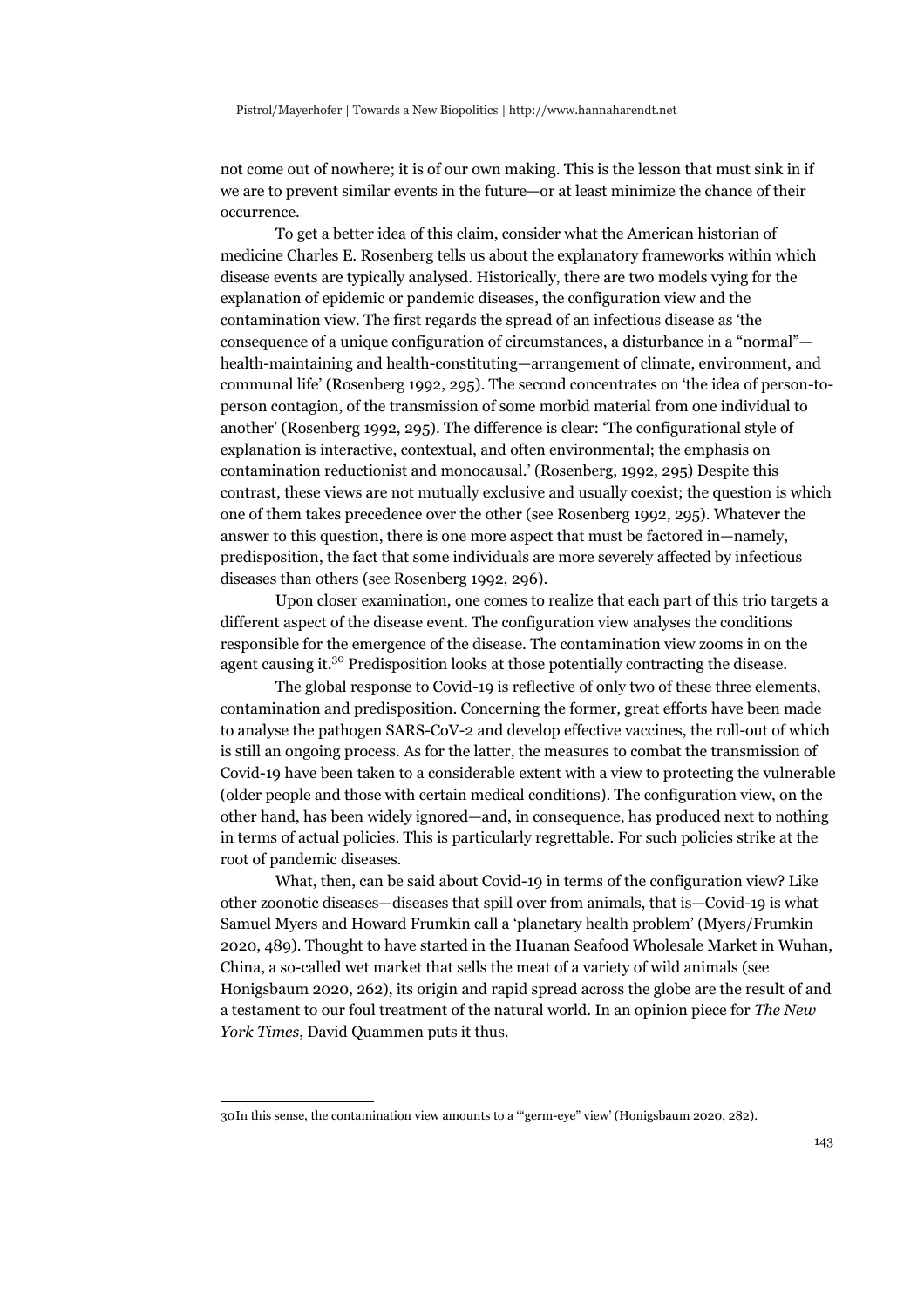not come out of nowhere; it is of our own making. This is the lesson that must sink in if we are to prevent similar events in the future—or at least minimize the chance of their occurrence.

To get a better idea of this claim, consider what the American historian of medicine Charles E. Rosenberg tells us about the explanatory frameworks within which disease events are typically analysed. Historically, there are two models vying for the explanation of epidemic or pandemic diseases, the configuration view and the contamination view. The first regards the spread of an infectious disease as 'the consequence of a unique configuration of circumstances, a disturbance in a "normal"—health-maintaining and health-constituting—arrangement of climate, environment, and communal life' (Rosenberg 1992, 295). The second concentrates on 'the idea of person-to-person contagion, of the transmission of some morbid material from one individual to another' (Rosenberg 1992, 295). The difference is clear: 'The configurational style of explanation is interactive, contextual, and often environmental; the emphasis on contamination reductionist and monocausal.' (Rosenberg, 1992, 295) Despite this contrast, these views are not mutually exclusive and usually coexist; the question is which one of them takes precedence over the other (see Rosenberg 1992, 295). Whatever the answer to this question, there is one more aspect that must be factored in—namely, predisposition, the fact that some individuals are more severely affected by infectious diseases than others (see Rosenberg 1992, 296).

Upon closer examination, one comes to realize that each part of this trio targets a different aspect of the disease event. The configuration view analyses the conditions responsible for the emergence of the disease. The contamination view zooms in on the agent causing it.[30] Predisposition looks at those potentially contracting the disease.

The global response to Covid-19 is reflective of only two of these three elements, contamination and predisposition. Concerning the former, great efforts have been made to analyse the pathogen SARS-CoV-2 and develop effective vaccines, the roll-out of which is still an ongoing process. As for the latter, the measures to combat the transmission of Covid-19 have been taken to a considerable extent with a view to protecting the vulnerable (older people and those with certain medical conditions). The configuration view, on the other hand, has been widely ignored—and, in consequence, has produced next to nothing in terms of actual policies. This is particularly regrettable. For such policies strike at the root of pandemic diseases.

What, then, can be said about Covid-19 in terms of the configuration view? Like other zoonotic diseases—diseases that spill over from animals, that is—Covid-19 is what Samuel Myers and Howard Frumkin call a 'planetary health problem' (Myers/Frumkin 2020, 489). Thought to have started in the Huanan Seafood Wholesale Market in Wuhan, China, a so-called wet market that sells the meat of a variety of wild animals (see Honigsbaum 2020, 262), its origin and rapid spread across the globe are the result of and a testament to our foul treatment of the natural world. In an opinion piece for *The New York Times*, David Quammen puts it thus.

---

30 In this sense, the contamination view amounts to a '"germ-eye" view' (Honigsbaum 2020, 282).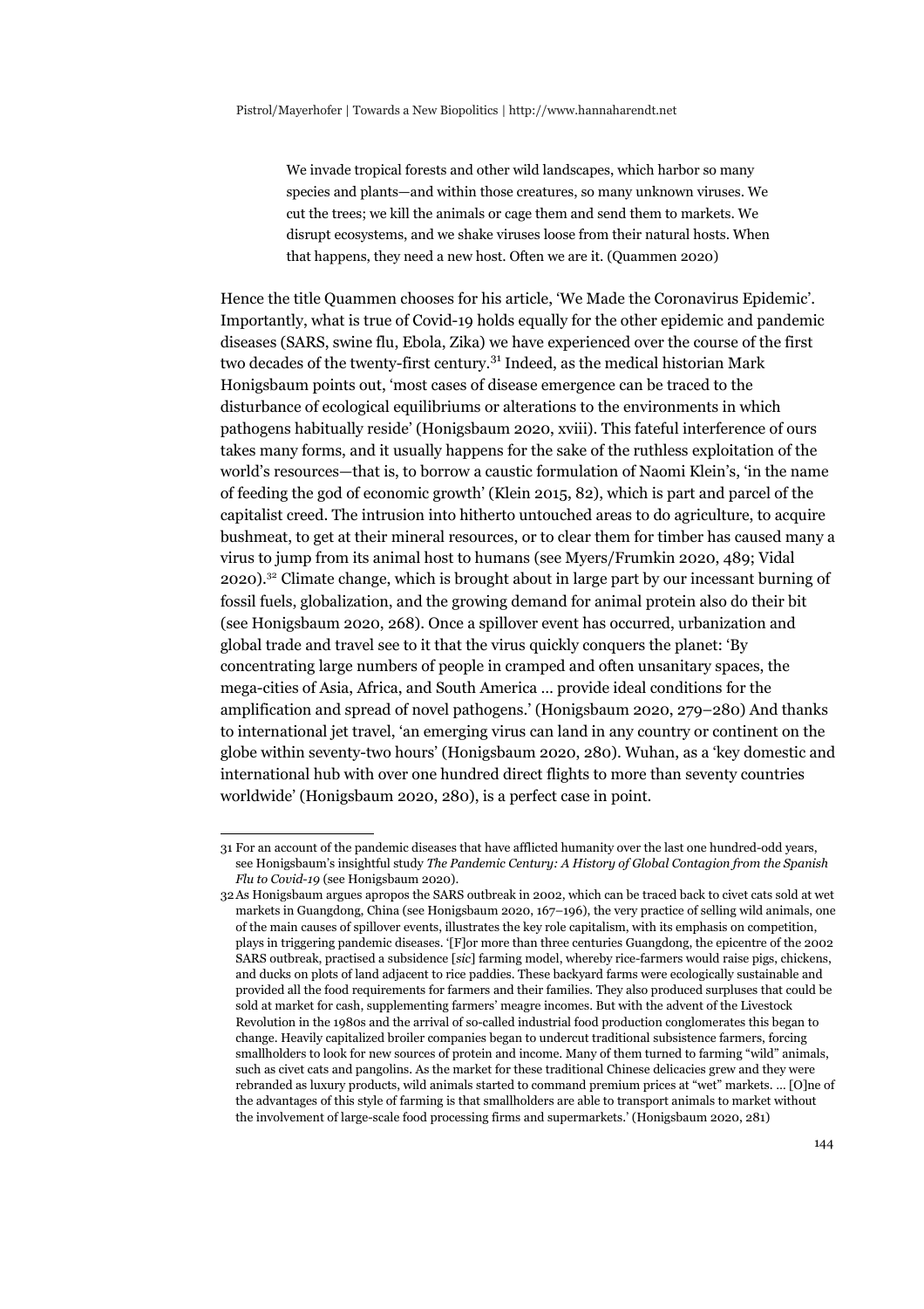> We invade tropical forests and other wild landscapes, which harbor so many species and plants—and within those creatures, so many unknown viruses. We cut the trees; we kill the animals or cage them and send them to markets. We disrupt ecosystems, and we shake viruses loose from their natural hosts. When that happens, they need a new host. Often we are it. (Quammen 2020)

Hence the title Quammen chooses for his article, 'We Made the Coronavirus Epidemic'. Importantly, what is true of Covid-19 holds equally for the other epidemic and pandemic diseases (SARS, swine flu, Ebola, Zika) we have experienced over the course of the first two decades of the twenty-first century.[31] Indeed, as the medical historian Mark Honigsbaum points out, 'most cases of disease emergence can be traced to the disturbance of ecological equilibriums or alterations to the environments in which pathogens habitually reside' (Honigsbaum 2020, xviii). This fateful interference of ours takes many forms, and it usually happens for the sake of the ruthless exploitation of the world's resources—that is, to borrow a caustic formulation of Naomi Klein's, 'in the name of feeding the god of economic growth' (Klein 2015, 82), which is part and parcel of the capitalist creed. The intrusion into hitherto untouched areas to do agriculture, to acquire bushmeat, to get at their mineral resources, or to clear them for timber has caused many a virus to jump from its animal host to humans (see Myers/Frumkin 2020, 489; Vidal 2020).[32] Climate change, which is brought about in large part by our incessant burning of fossil fuels, globalization, and the growing demand for animal protein also do their bit (see Honigsbaum 2020, 268). Once a spillover event has occurred, urbanization and global trade and travel see to it that the virus quickly conquers the planet: 'By concentrating large numbers of people in cramped and often unsanitary spaces, the mega-cities of Asia, Africa, and South America … provide ideal conditions for the amplification and spread of novel pathogens.' (Honigsbaum 2020, 279–280) And thanks to international jet travel, 'an emerging virus can land in any country or continent on the globe within seventy-two hours' (Honigsbaum 2020, 280). Wuhan, as a 'key domestic and international hub with over one hundred direct flights to more than seventy countries worldwide' (Honigsbaum 2020, 280), is a perfect case in point.

---

31 For an account of the pandemic diseases that have afflicted humanity over the last one hundred-odd years, see Honigsbaum's insightful study *The Pandemic Century: A History of Global Contagion from the Spanish Flu to Covid-19* (see Honigsbaum 2020).

32 As Honigsbaum argues apropos the SARS outbreak in 2002, which can be traced back to civet cats sold at wet markets in Guangdong, China (see Honigsbaum 2020, 167–196), the very practice of selling wild animals, one of the main causes of spillover events, illustrates the key role capitalism, with its emphasis on competition, plays in triggering pandemic diseases. '[F]or more than three centuries Guangdong, the epicentre of the 2002 SARS outbreak, practised a subsidence [*sic*] farming model, whereby rice-farmers would raise pigs, chickens, and ducks on plots of land adjacent to rice paddies. These backyard farms were ecologically sustainable and provided all the food requirements for farmers and their families. They also produced surpluses that could be sold at market for cash, supplementing farmers' meagre incomes. But with the advent of the Livestock Revolution in the 1980s and the arrival of so-called industrial food production conglomerates this began to change. Heavily capitalized broiler companies began to undercut traditional subsistence farmers, forcing smallholders to look for new sources of protein and income. Many of them turned to farming "wild" animals, such as civet cats and pangolins. As the market for these traditional Chinese delicacies grew and they were rebranded as luxury products, wild animals started to command premium prices at "wet" markets. … [O]ne of the advantages of this style of farming is that smallholders are able to transport animals to market without the involvement of large-scale food processing firms and supermarkets.' (Honigsbaum 2020, 281)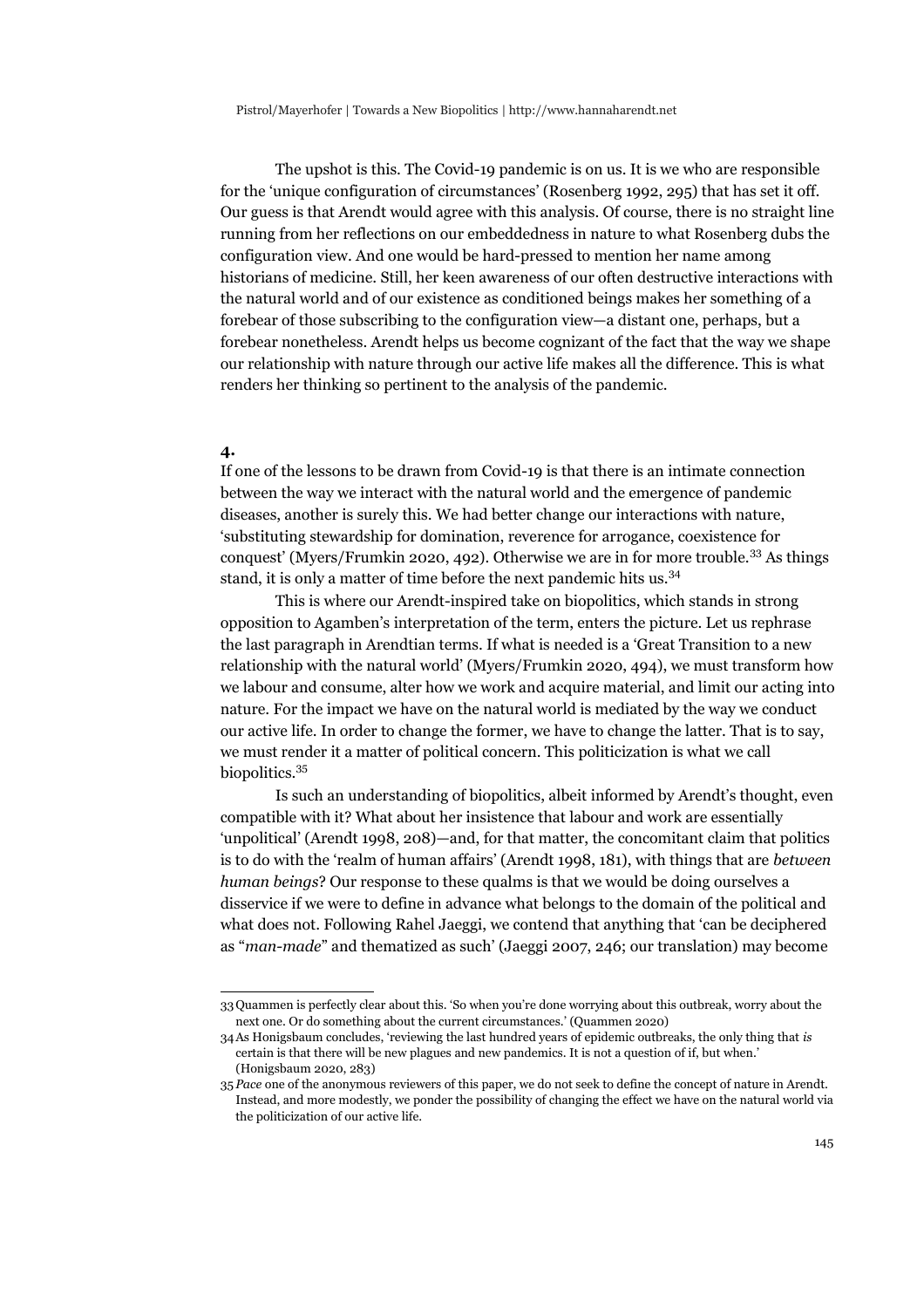The upshot is this. The Covid-19 pandemic is on us. It is we who are responsible for the 'unique configuration of circumstances' (Rosenberg 1992, 295) that has set it off. Our guess is that Arendt would agree with this analysis. Of course, there is no straight line running from her reflections on our embeddedness in nature to what Rosenberg dubs the configuration view. And one would be hard-pressed to mention her name among historians of medicine. Still, her keen awareness of our often destructive interactions with the natural world and of our existence as conditioned beings makes her something of a forebear of those subscribing to the configuration view—a distant one, perhaps, but a forebear nonetheless. Arendt helps us become cognizant of the fact that the way we shape our relationship with nature through our active life makes all the difference. This is what renders her thinking so pertinent to the analysis of the pandemic.

**4.**

If one of the lessons to be drawn from Covid-19 is that there is an intimate connection between the way we interact with the natural world and the emergence of pandemic diseases, another is surely this. We had better change our interactions with nature, 'substituting stewardship for domination, reverence for arrogance, coexistence for conquest' (Myers/Frumkin 2020, 492). Otherwise we are in for more trouble.[33] As things stand, it is only a matter of time before the next pandemic hits us.[34]

This is where our Arendt-inspired take on biopolitics, which stands in strong opposition to Agamben's interpretation of the term, enters the picture. Let us rephrase the last paragraph in Arendtian terms. If what is needed is a 'Great Transition to a new relationship with the natural world' (Myers/Frumkin 2020, 494), we must transform how we labour and consume, alter how we work and acquire material, and limit our acting into nature. For the impact we have on the natural world is mediated by the way we conduct our active life. In order to change the former, we have to change the latter. That is to say, we must render it a matter of political concern. This politicization is what we call biopolitics.[35]

Is such an understanding of biopolitics, albeit informed by Arendt's thought, even compatible with it? What about her insistence that labour and work are essentially 'unpolitical' (Arendt 1998, 208)—and, for that matter, the concomitant claim that politics is to do with the 'realm of human affairs' (Arendt 1998, 181), with things that are *between human beings*? Our response to these qualms is that we would be doing ourselves a disservice if we were to define in advance what belongs to the domain of the political and what does not. Following Rahel Jaeggi, we contend that anything that 'can be deciphered as "*man-made*" and thematized as such' (Jaeggi 2007, 246; our translation) may become

---

33 Quammen is perfectly clear about this. 'So when you're done worrying about this outbreak, worry about the next one. Or do something about the current circumstances.' (Quammen 2020)

34 As Honigsbaum concludes, 'reviewing the last hundred years of epidemic outbreaks, the only thing that *is* certain is that there will be new plagues and new pandemics. It is not a question of if, but when.' (Honigsbaum 2020, 283)

35 *Pace* one of the anonymous reviewers of this paper, we do not seek to define the concept of nature in Arendt. Instead, and more modestly, we ponder the possibility of changing the effect we have on the natural world via the politicization of our active life.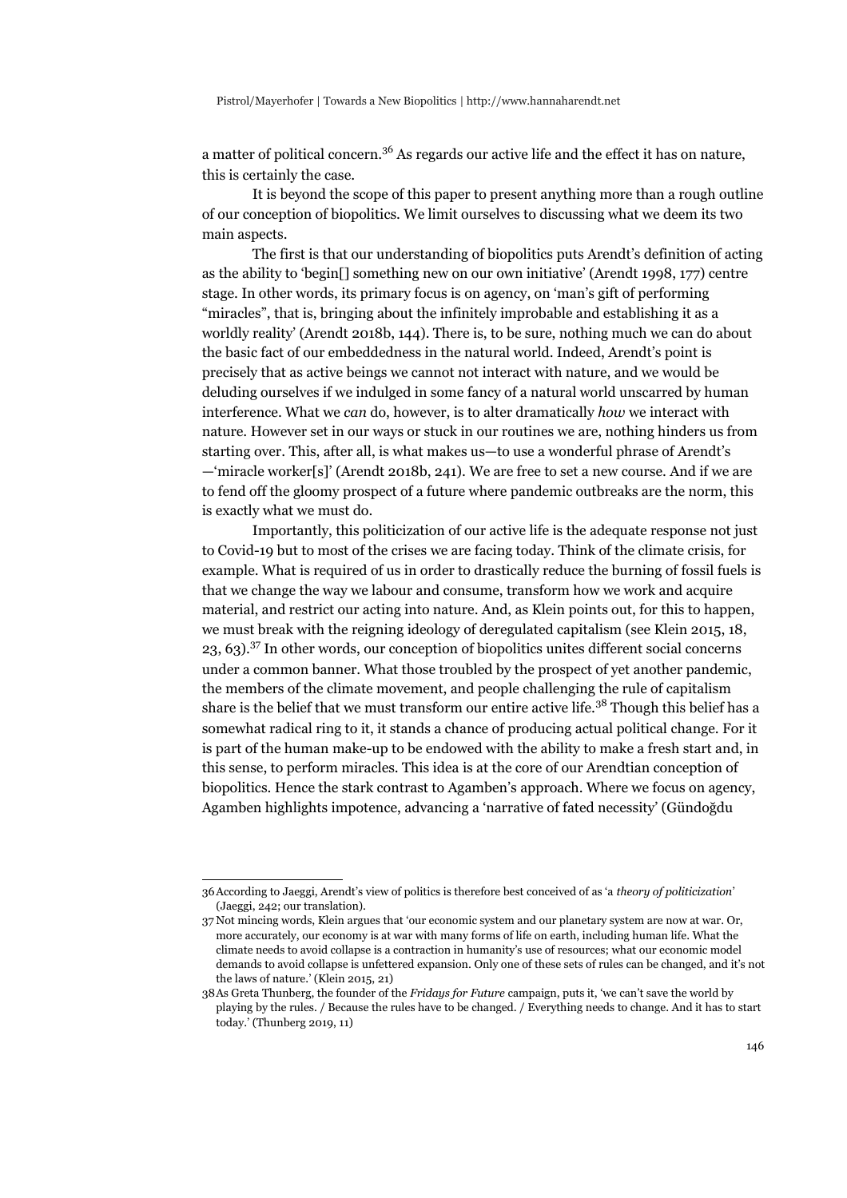a matter of political concern.[36] As regards our active life and the effect it has on nature, this is certainly the case.

It is beyond the scope of this paper to present anything more than a rough outline of our conception of biopolitics. We limit ourselves to discussing what we deem its two main aspects.

The first is that our understanding of biopolitics puts Arendt's definition of acting as the ability to 'begin[] something new on our own initiative' (Arendt 1998, 177) centre stage. In other words, its primary focus is on agency, on 'man's gift of performing "miracles", that is, bringing about the infinitely improbable and establishing it as a worldly reality' (Arendt 2018b, 144). There is, to be sure, nothing much we can do about the basic fact of our embeddedness in the natural world. Indeed, Arendt's point is precisely that as active beings we cannot not interact with nature, and we would be deluding ourselves if we indulged in some fancy of a natural world unscarred by human interference. What we *can* do, however, is to alter dramatically *how* we interact with nature. However set in our ways or stuck in our routines we are, nothing hinders us from starting over. This, after all, is what makes us—to use a wonderful phrase of Arendt's—'miracle worker[s]' (Arendt 2018b, 241). We are free to set a new course. And if we are to fend off the gloomy prospect of a future where pandemic outbreaks are the norm, this is exactly what we must do.

Importantly, this politicization of our active life is the adequate response not just to Covid-19 but to most of the crises we are facing today. Think of the climate crisis, for example. What is required of us in order to drastically reduce the burning of fossil fuels is that we change the way we labour and consume, transform how we work and acquire material, and restrict our acting into nature. And, as Klein points out, for this to happen, we must break with the reigning ideology of deregulated capitalism (see Klein 2015, 18, 23, 63).[37] In other words, our conception of biopolitics unites different social concerns under a common banner. What those troubled by the prospect of yet another pandemic, the members of the climate movement, and people challenging the rule of capitalism share is the belief that we must transform our entire active life.[38] Though this belief has a somewhat radical ring to it, it stands a chance of producing actual political change. For it is part of the human make-up to be endowed with the ability to make a fresh start and, in this sense, to perform miracles. This idea is at the core of our Arendtian conception of biopolitics. Hence the stark contrast to Agamben's approach. Where we focus on agency, Agamben highlights impotence, advancing a 'narrative of fated necessity' (Gündoğdu

---

36 According to Jaeggi, Arendt's view of politics is therefore best conceived of as 'a *theory of politicization*' (Jaeggi, 242; our translation).

37 Not mincing words, Klein argues that 'our economic system and our planetary system are now at war. Or, more accurately, our economy is at war with many forms of life on earth, including human life. What the climate needs to avoid collapse is a contraction in humanity's use of resources; what our economic model demands to avoid collapse is unfettered expansion. Only one of these sets of rules can be changed, and it's not the laws of nature.' (Klein 2015, 21)

38 As Greta Thunberg, the founder of the *Fridays for Future* campaign, puts it, 'we can't save the world by playing by the rules. / Because the rules have to be changed. / Everything needs to change. And it has to start today.' (Thunberg 2019, 11)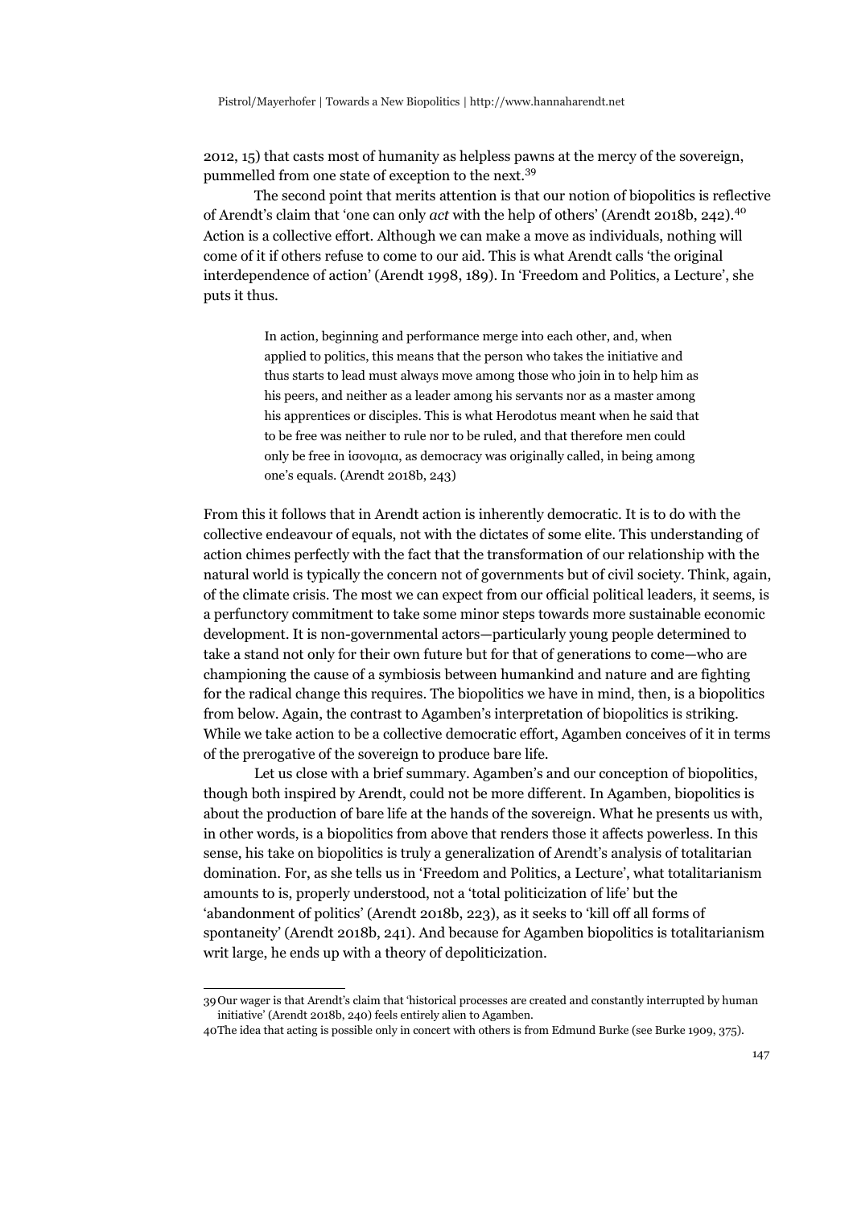2012, 15) that casts most of humanity as helpless pawns at the mercy of the sovereign, pummelled from one state of exception to the next.[39]

The second point that merits attention is that our notion of biopolitics is reflective of Arendt's claim that 'one can only *act* with the help of others' (Arendt 2018b, 242).[40] Action is a collective effort. Although we can make a move as individuals, nothing will come of it if others refuse to come to our aid. This is what Arendt calls 'the original interdependence of action' (Arendt 1998, 189). In 'Freedom and Politics, a Lecture', she puts it thus.

> In action, beginning and performance merge into each other, and, when applied to politics, this means that the person who takes the initiative and thus starts to lead must always move among those who join in to help him as his peers, and neither as a leader among his servants nor as a master among his apprentices or disciples. This is what Herodotus meant when he said that to be free was neither to rule nor to be ruled, and that therefore men could only be free in ἰσονομια, as democracy was originally called, in being among one's equals. (Arendt 2018b, 243)

From this it follows that in Arendt action is inherently democratic. It is to do with the collective endeavour of equals, not with the dictates of some elite. This understanding of action chimes perfectly with the fact that the transformation of our relationship with the natural world is typically the concern not of governments but of civil society. Think, again, of the climate crisis. The most we can expect from our official political leaders, it seems, is a perfunctory commitment to take some minor steps towards more sustainable economic development. It is non-governmental actors—particularly young people determined to take a stand not only for their own future but for that of generations to come—who are championing the cause of a symbiosis between humankind and nature and are fighting for the radical change this requires. The biopolitics we have in mind, then, is a biopolitics from below. Again, the contrast to Agamben's interpretation of biopolitics is striking. While we take action to be a collective democratic effort, Agamben conceives of it in terms of the prerogative of the sovereign to produce bare life.

Let us close with a brief summary. Agamben's and our conception of biopolitics, though both inspired by Arendt, could not be more different. In Agamben, biopolitics is about the production of bare life at the hands of the sovereign. What he presents us with, in other words, is a biopolitics from above that renders those it affects powerless. In this sense, his take on biopolitics is truly a generalization of Arendt's analysis of totalitarian domination. For, as she tells us in 'Freedom and Politics, a Lecture', what totalitarianism amounts to is, properly understood, not a 'total politicization of life' but the 'abandonment of politics' (Arendt 2018b, 223), as it seeks to 'kill off all forms of spontaneity' (Arendt 2018b, 241). And because for Agamben biopolitics is totalitarianism writ large, he ends up with a theory of depoliticization.

---

39 Our wager is that Arendt's claim that 'historical processes are created and constantly interrupted by human initiative' (Arendt 2018b, 240) feels entirely alien to Agamben.

40 The idea that acting is possible only in concert with others is from Edmund Burke (see Burke 1909, 375).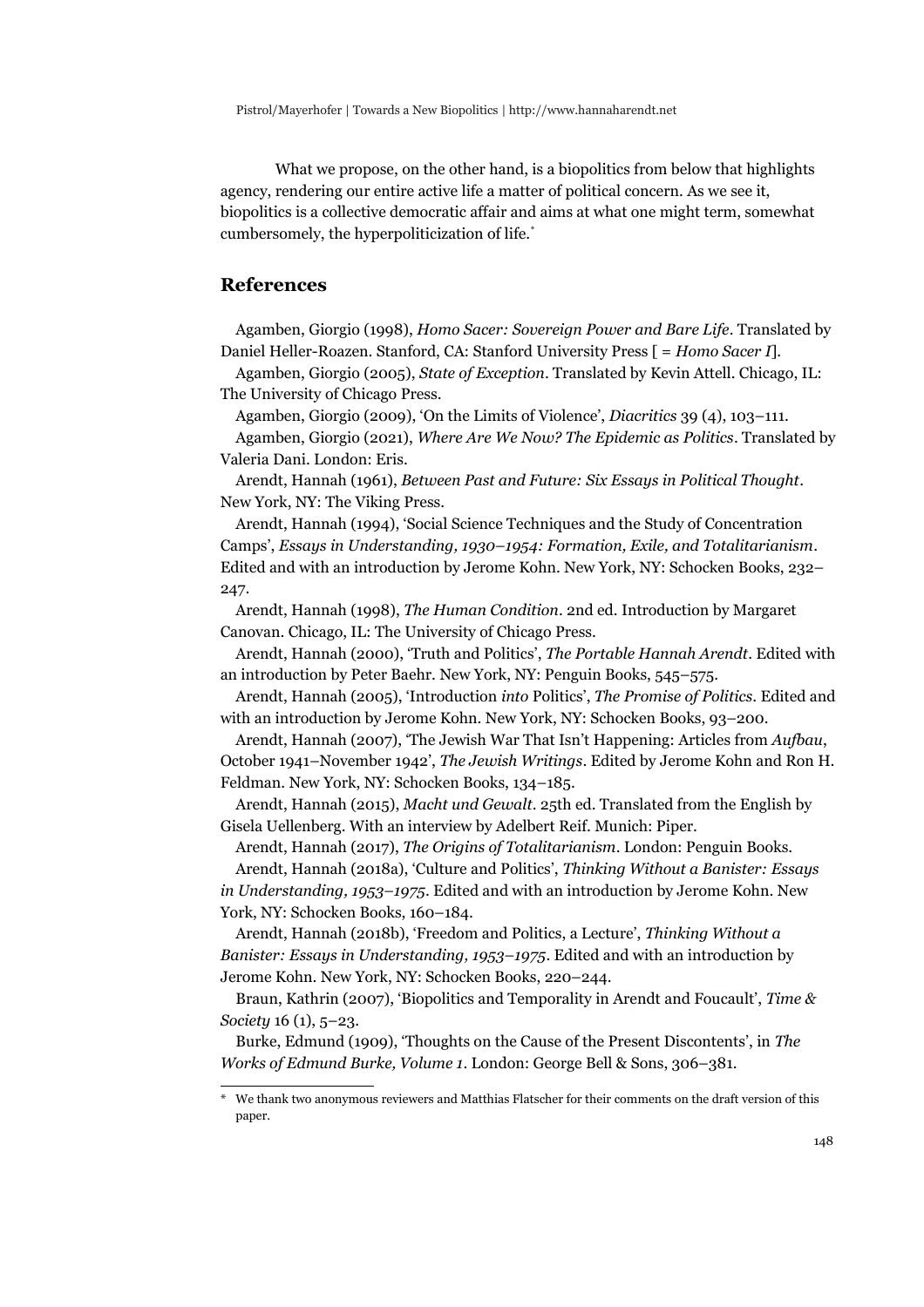What we propose, on the other hand, is a biopolitics from below that highlights agency, rendering our entire active life a matter of political concern. As we see it, biopolitics is a collective democratic affair and aims at what one might term, somewhat cumbersomely, the hyperpoliticization of life.[*]

## References

Agamben, Giorgio (1998), *Homo Sacer: Sovereign Power and Bare Life*. Translated by Daniel Heller-Roazen. Stanford, CA: Stanford University Press [ = *Homo Sacer I*].

Agamben, Giorgio (2005), *State of Exception*. Translated by Kevin Attell. Chicago, IL: The University of Chicago Press.

Agamben, Giorgio (2009), 'On the Limits of Violence', *Diacritics* 39 (4), 103–111.

Agamben, Giorgio (2021), *Where Are We Now? The Epidemic as Politics*. Translated by Valeria Dani. London: Eris.

Arendt, Hannah (1961), *Between Past and Future: Six Essays in Political Thought*. New York, NY: The Viking Press.

Arendt, Hannah (1994), 'Social Science Techniques and the Study of Concentration Camps', *Essays in Understanding, 1930–1954: Formation, Exile, and Totalitarianism*. Edited and with an introduction by Jerome Kohn. New York, NY: Schocken Books, 232–247.

Arendt, Hannah (1998), *The Human Condition*. 2nd ed. Introduction by Margaret Canovan. Chicago, IL: The University of Chicago Press.

Arendt, Hannah (2000), 'Truth and Politics', *The Portable Hannah Arendt*. Edited with an introduction by Peter Baehr. New York, NY: Penguin Books, 545–575.

Arendt, Hannah (2005), 'Introduction *into* Politics', *The Promise of Politics*. Edited and with an introduction by Jerome Kohn. New York, NY: Schocken Books, 93–200.

Arendt, Hannah (2007), 'The Jewish War That Isn't Happening: Articles from *Aufbau*, October 1941–November 1942', *The Jewish Writings*. Edited by Jerome Kohn and Ron H. Feldman. New York, NY: Schocken Books, 134–185.

Arendt, Hannah (2015), *Macht und Gewalt*. 25th ed. Translated from the English by Gisela Uellenberg. With an interview by Adelbert Reif. Munich: Piper.

Arendt, Hannah (2017), *The Origins of Totalitarianism*. London: Penguin Books.

Arendt, Hannah (2018a), 'Culture and Politics', *Thinking Without a Banister: Essays in Understanding, 1953–1975*. Edited and with an introduction by Jerome Kohn. New York, NY: Schocken Books, 160–184.

Arendt, Hannah (2018b), 'Freedom and Politics, a Lecture', *Thinking Without a Banister: Essays in Understanding, 1953–1975*. Edited and with an introduction by Jerome Kohn. New York, NY: Schocken Books, 220–244.

Braun, Kathrin (2007), 'Biopolitics and Temporality in Arendt and Foucault', *Time & Society* 16 (1), 5–23.

Burke, Edmund (1909), 'Thoughts on the Cause of the Present Discontents', in *The Works of Edmund Burke, Volume 1*. London: George Bell & Sons, 306–381.

[*] We thank two anonymous reviewers and Matthias Flatscher for their comments on the draft version of this paper.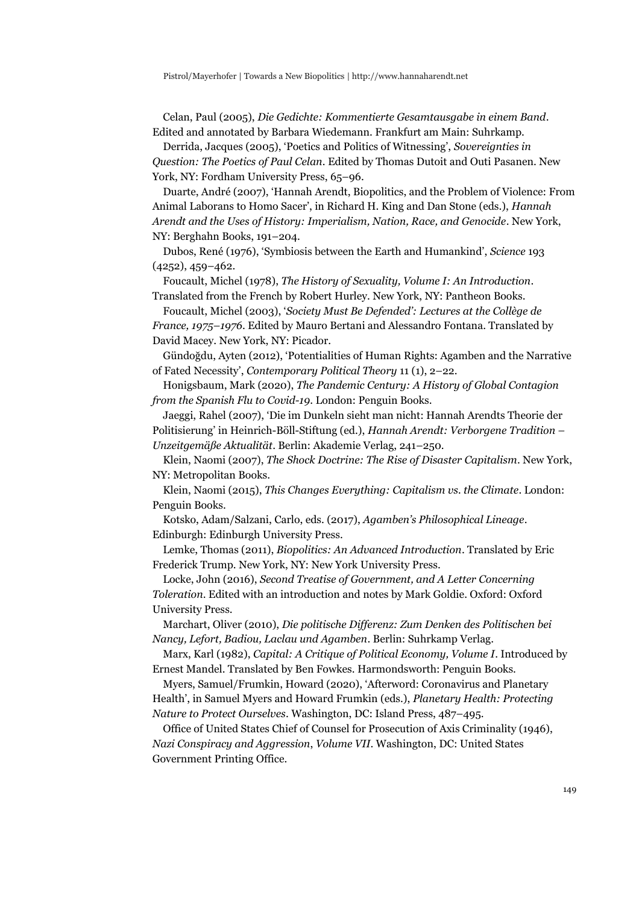Celan, Paul (2005), *Die Gedichte: Kommentierte Gesamtausgabe in einem Band*. Edited and annotated by Barbara Wiedemann. Frankfurt am Main: Suhrkamp.

Derrida, Jacques (2005), 'Poetics and Politics of Witnessing', *Sovereignties in Question: The Poetics of Paul Celan*. Edited by Thomas Dutoit and Outi Pasanen. New York, NY: Fordham University Press, 65–96.

Duarte, André (2007), 'Hannah Arendt, Biopolitics, and the Problem of Violence: From Animal Laborans to Homo Sacer', in Richard H. King and Dan Stone (eds.), *Hannah Arendt and the Uses of History: Imperialism, Nation, Race, and Genocide*. New York, NY: Berghahn Books, 191–204.

Dubos, René (1976), 'Symbiosis between the Earth and Humankind', *Science* 193 (4252), 459–462.

Foucault, Michel (1978), *The History of Sexuality, Volume I: An Introduction*. Translated from the French by Robert Hurley. New York, NY: Pantheon Books.

Foucault, Michel (2003), '*Society Must Be Defended': Lectures at the Collège de France, 1975–1976*. Edited by Mauro Bertani and Alessandro Fontana. Translated by David Macey. New York, NY: Picador.

Gündoğdu, Ayten (2012), 'Potentialities of Human Rights: Agamben and the Narrative of Fated Necessity', *Contemporary Political Theory* 11 (1), 2–22.

Honigsbaum, Mark (2020), *The Pandemic Century: A History of Global Contagion from the Spanish Flu to Covid-19*. London: Penguin Books.

Jaeggi, Rahel (2007), 'Die im Dunkeln sieht man nicht: Hannah Arendts Theorie der Politisierung' in Heinrich-Böll-Stiftung (ed.), *Hannah Arendt: Verborgene Tradition – Unzeitgemäße Aktualität*. Berlin: Akademie Verlag, 241–250.

Klein, Naomi (2007), *The Shock Doctrine: The Rise of Disaster Capitalism*. New York, NY: Metropolitan Books.

Klein, Naomi (2015), *This Changes Everything: Capitalism vs. the Climate*. London: Penguin Books.

Kotsko, Adam/Salzani, Carlo, eds. (2017), *Agamben's Philosophical Lineage*. Edinburgh: Edinburgh University Press.

Lemke, Thomas (2011), *Biopolitics: An Advanced Introduction*. Translated by Eric Frederick Trump. New York, NY: New York University Press.

Locke, John (2016), *Second Treatise of Government, and A Letter Concerning Toleration*. Edited with an introduction and notes by Mark Goldie. Oxford: Oxford University Press.

Marchart, Oliver (2010), *Die politische Differenz: Zum Denken des Politischen bei Nancy, Lefort, Badiou, Laclau und Agamben*. Berlin: Suhrkamp Verlag.

Marx, Karl (1982), *Capital: A Critique of Political Economy, Volume I*. Introduced by Ernest Mandel. Translated by Ben Fowkes. Harmondsworth: Penguin Books.

Myers, Samuel/Frumkin, Howard (2020), 'Afterword: Coronavirus and Planetary Health', in Samuel Myers and Howard Frumkin (eds.), *Planetary Health: Protecting Nature to Protect Ourselves*. Washington, DC: Island Press, 487–495.

Office of United States Chief of Counsel for Prosecution of Axis Criminality (1946), *Nazi Conspiracy and Aggression*, *Volume VII*. Washington, DC: United States Government Printing Office.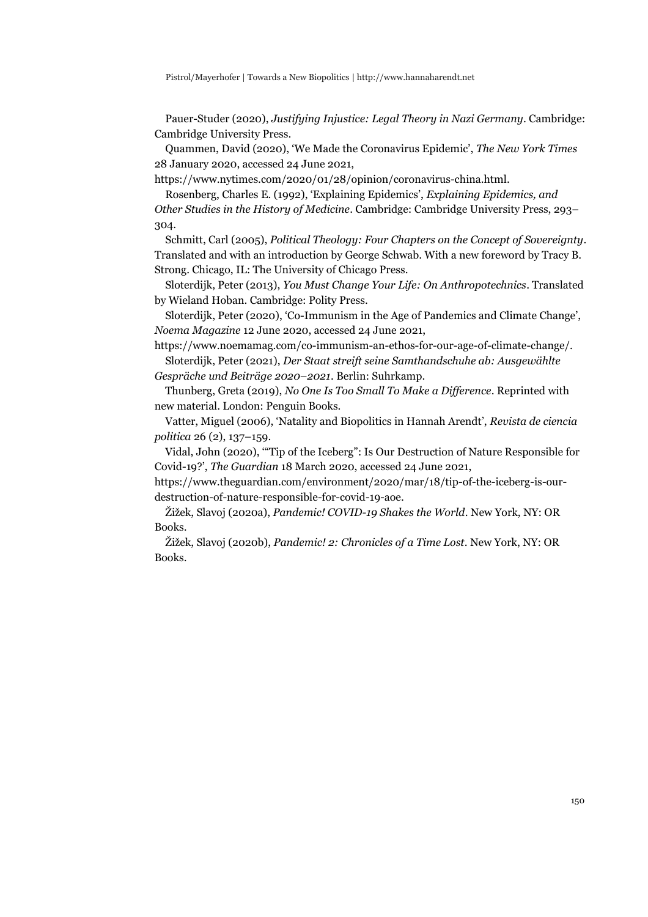Pauer-Studer (2020), *Justifying Injustice: Legal Theory in Nazi Germany*. Cambridge: Cambridge University Press.

Quammen, David (2020), 'We Made the Coronavirus Epidemic', *The New York Times* 28 January 2020, accessed 24 June 2021, https://www.nytimes.com/2020/01/28/opinion/coronavirus-china.html.

Rosenberg, Charles E. (1992), 'Explaining Epidemics', *Explaining Epidemics, and Other Studies in the History of Medicine*. Cambridge: Cambridge University Press, 293–304.

Schmitt, Carl (2005), *Political Theology: Four Chapters on the Concept of Sovereignty*. Translated and with an introduction by George Schwab. With a new foreword by Tracy B. Strong. Chicago, IL: The University of Chicago Press.

Sloterdijk, Peter (2013), *You Must Change Your Life: On Anthropotechnics*. Translated by Wieland Hoban. Cambridge: Polity Press.

Sloterdijk, Peter (2020), 'Co-Immunism in the Age of Pandemics and Climate Change', *Noema Magazine* 12 June 2020, accessed 24 June 2021, https://www.noemamag.com/co-immunism-an-ethos-for-our-age-of-climate-change/.

Sloterdijk, Peter (2021), *Der Staat streift seine Samthandschuhe ab: Ausgewählte Gespräche und Beiträge 2020–2021*. Berlin: Suhrkamp.

Thunberg, Greta (2019), *No One Is Too Small To Make a Difference*. Reprinted with new material. London: Penguin Books.

Vatter, Miguel (2006), 'Natality and Biopolitics in Hannah Arendt', *Revista de ciencia politica* 26 (2), 137–159.

Vidal, John (2020), '"Tip of the Iceberg": Is Our Destruction of Nature Responsible for Covid-19?', *The Guardian* 18 March 2020, accessed 24 June 2021, https://www.theguardian.com/environment/2020/mar/18/tip-of-the-iceberg-is-our-destruction-of-nature-responsible-for-covid-19-aoe.

Žižek, Slavoj (2020a), *Pandemic! COVID-19 Shakes the World*. New York, NY: OR Books.

Žižek, Slavoj (2020b), *Pandemic! 2: Chronicles of a Time Lost*. New York, NY: OR Books.